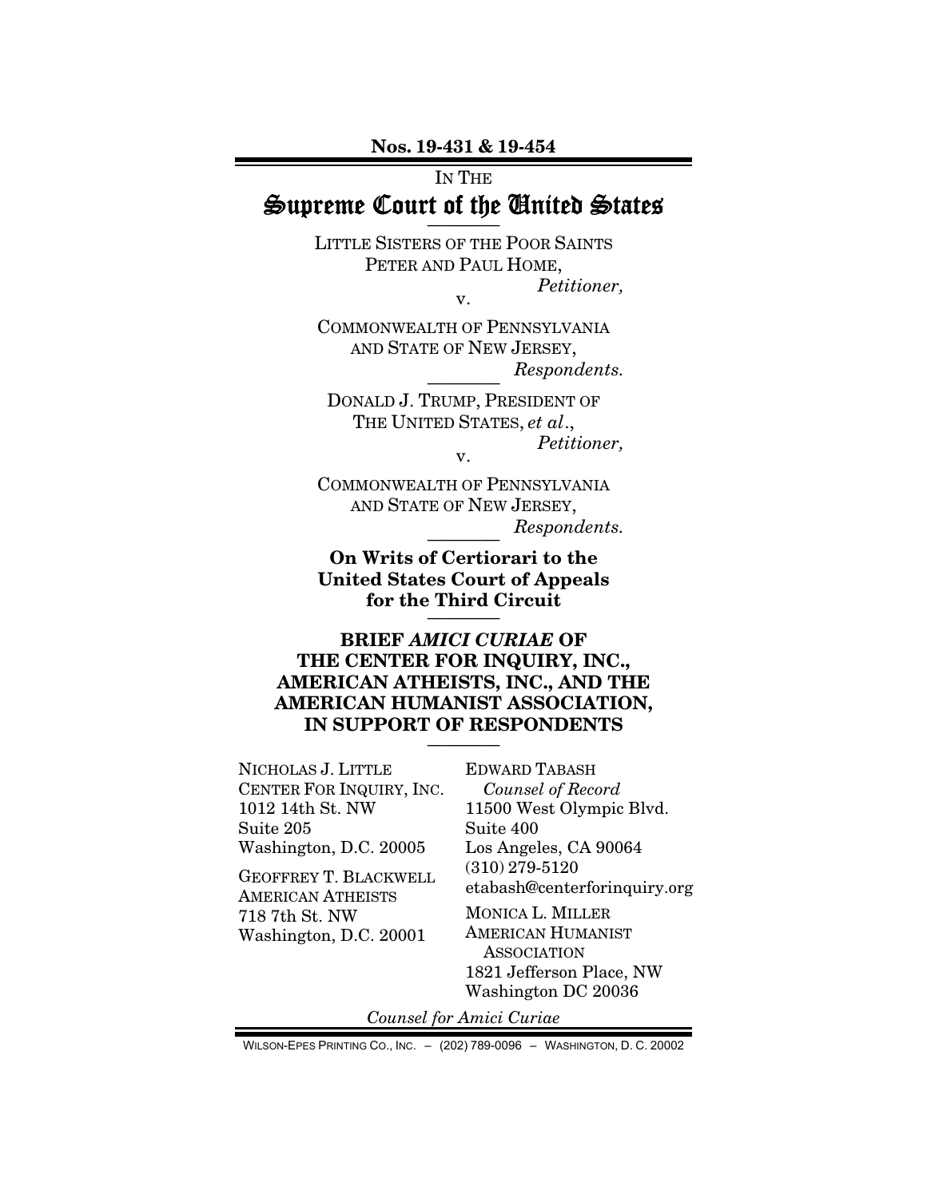**Nos. 19-431 & 19-454**

IN THE

# Supreme Court of the United States

————

LITTLE SISTERS OF THE POOR SAINTS PETER AND PAUL HOME,

*Petitioner,*

v.

COMMONWEALTH OF PENNSYLVANIA AND STATE OF NEW JERSEY,

*Respondents.*

————

DONALD J. TRUMP, PRESIDENT OF THE UNITED STATES, *et al*.,

*Petitioner,*

v.

COMMONWEALTH OF PENNSYLVANIA AND STATE OF NEW JERSEY,

*Respondents.*

————

**On Writs of Certiorari to the United States Court of Appeals for the Third Circuit**

————

## BRIEF *AMICI CURIAE* OF THE CENTER FOR INQUIRY, INC., AMERICAN ATHEISTS, INC., AND THE AMERICAN HUMANIST ASSOCIATION, IN SUPPORT OF RESPONDENTS

————

NICHOLAS J. LITTLE
CENTER FOR INQUIRY, INC.
1012 14th St. NW
Suite 205
Washington, D.C. 20005

GEOFFREY T. BLACKWELL
AMERICAN ATHEISTS
718 7th St. NW
Washington, D.C. 20001

EDWARD TABASH
*Counsel of Record*
11500 West Olympic Blvd.
Suite 400
Los Angeles, CA 90064
(310) 279-5120
etabash@centerforinquiry.org

MONICA L. MILLER
AMERICAN HUMANIST ASSOCIATION
1821 Jefferson Place, NW
Washington DC 20036

*Counsel for Amici Curiae*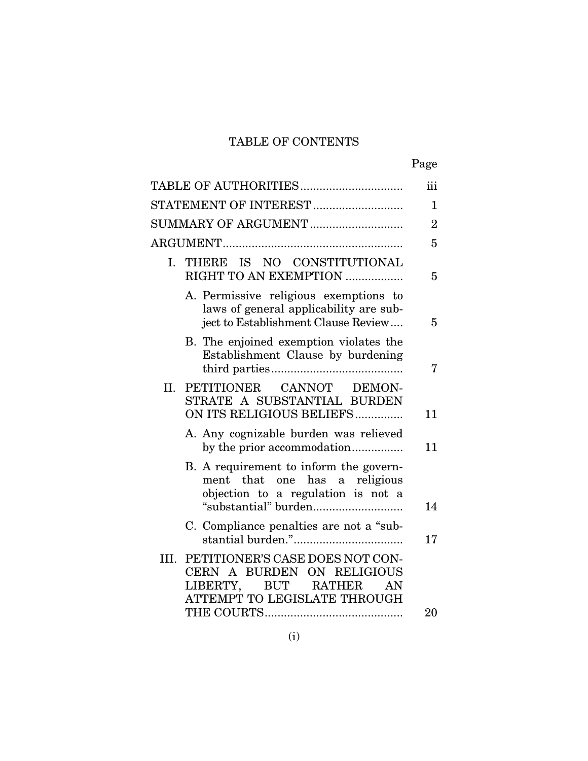# TABLE OF CONTENTS

| | Page |
|---|---|
| TABLE OF AUTHORITIES | iii |
| STATEMENT OF INTEREST | 1 |
| SUMMARY OF ARGUMENT | 2 |
| ARGUMENT | 5 |
| I. THERE IS NO CONSTITUTIONAL RIGHT TO AN EXEMPTION | 5 |
| A. Permissive religious exemptions to laws of general applicability are subject to Establishment Clause Review | 5 |
| B. The enjoined exemption violates the Establishment Clause by burdening third parties | 7 |
| II. PETITIONER CANNOT DEMONSTRATE A SUBSTANTIAL BURDEN ON ITS RELIGIOUS BELIEFS | 11 |
| A. Any cognizable burden was relieved by the prior accommodation | 11 |
| B. A requirement to inform the government that one has a religious objection to a regulation is not a "substantial" burden | 14 |
| C. Compliance penalties are not a "substantial burden." | 17 |
| III. PETITIONER'S CASE DOES NOT CONCERN A BURDEN ON RELIGIOUS LIBERTY, BUT RATHER AN ATTEMPT TO LEGISLATE THROUGH THE COURTS | 20 |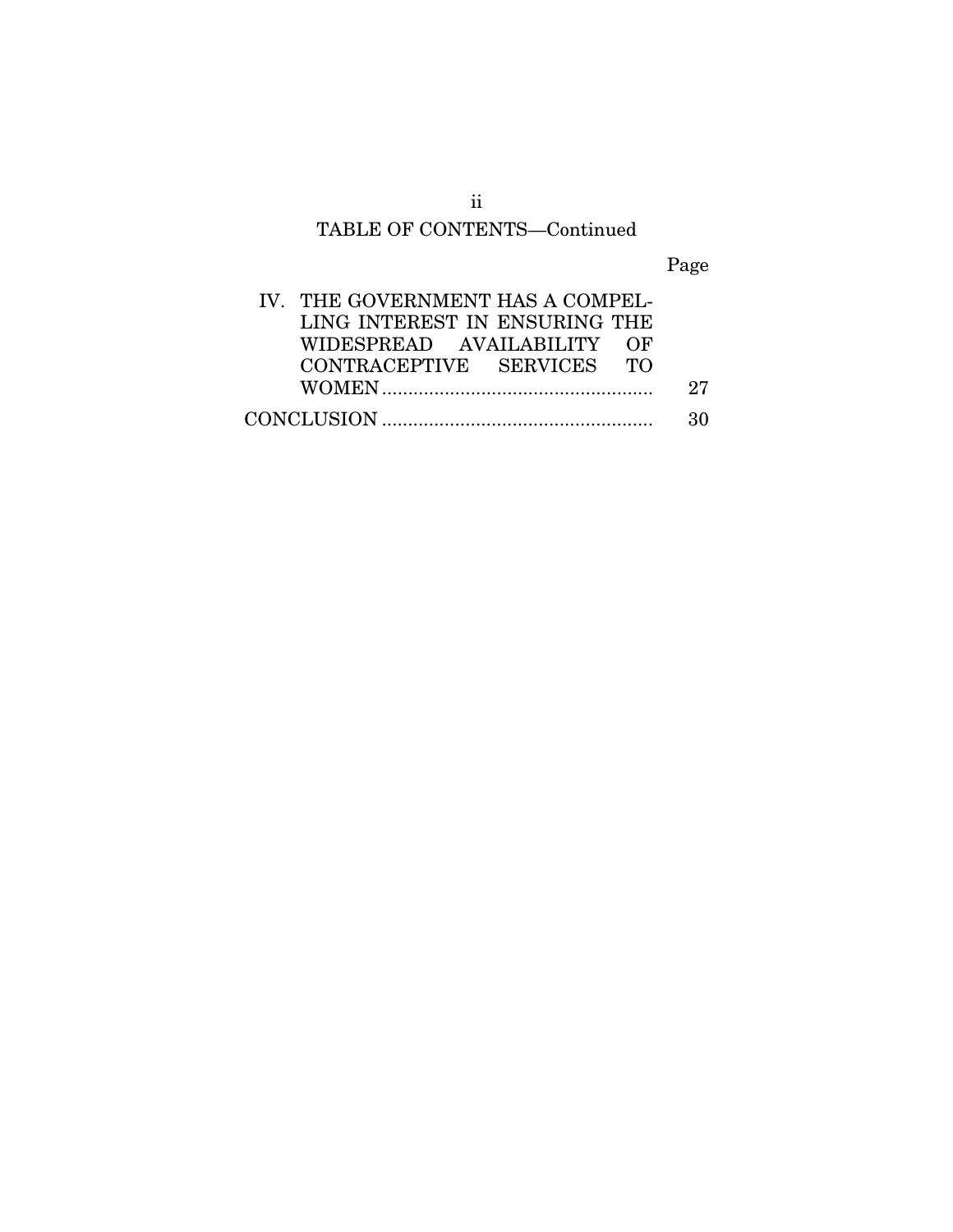## TABLE OF CONTENTS—Continued

| | Page |
|---|---|
| IV. THE GOVERNMENT HAS A COMPELLING INTEREST IN ENSURING THE WIDESPREAD AVAILABILITY OF CONTRACEPTIVE SERVICES TO WOMEN | 27 |
| CONCLUSION | 30 |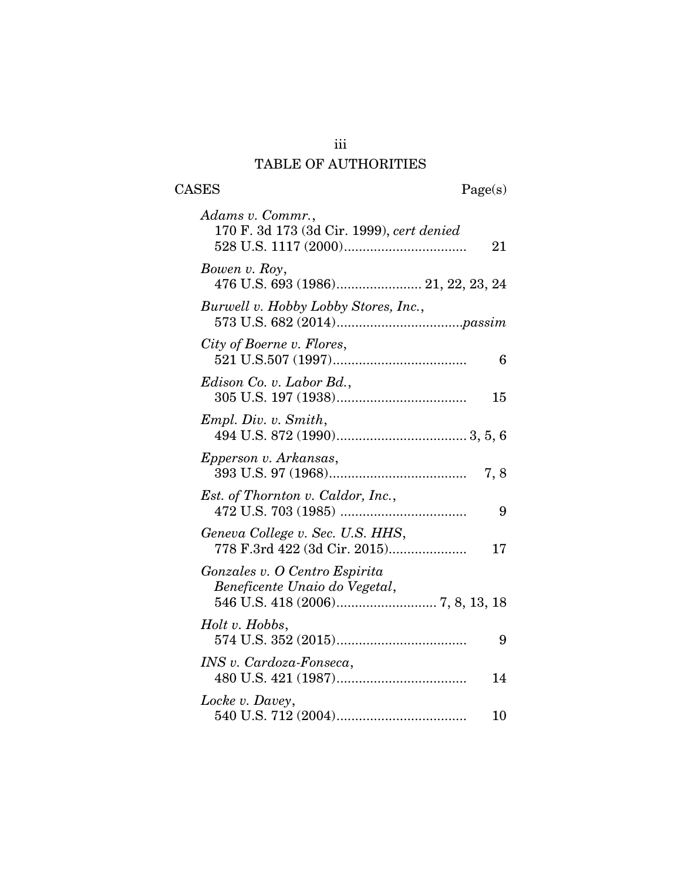# TABLE OF AUTHORITIES

CASES Page(s)

*Adams v. Commr.*,
170 F. 3d 173 (3d Cir. 1999), *cert denied*
528 U.S. 1117 (2000)................................. 21

*Bowen v. Roy*,
476 U.S. 693 (1986)....................... 21, 22, 23, 24

*Burwell v. Hobby Lobby Stores, Inc.*,
573 U.S. 682 (2014)..................................*passim*

*City of Boerne v. Flores*,
521 U.S.507 (1997).................................... 6

*Edison Co. v. Labor Bd.*,
305 U.S. 197 (1938)................................... 15

*Empl. Div. v. Smith*,
494 U.S. 872 (1990)................................... 3, 5, 6

*Epperson v. Arkansas*,
393 U.S. 97 (1968)..................................... 7, 8

*Est. of Thornton v. Caldor, Inc.*,
472 U.S. 703 (1985) .................................. 9

*Geneva College v. Sec. U.S. HHS*,
778 F.3rd 422 (3d Cir. 2015)..................... 17

*Gonzales v. O Centro Espirita Beneficente Unaio do Vegetal*,
546 U.S. 418 (2006)........................... 7, 8, 13, 18

*Holt v. Hobbs*,
574 U.S. 352 (2015)................................... 9

*INS v. Cardoza-Fonseca*,
480 U.S. 421 (1987)................................... 14

*Locke v. Davey*,
540 U.S. 712 (2004)................................... 10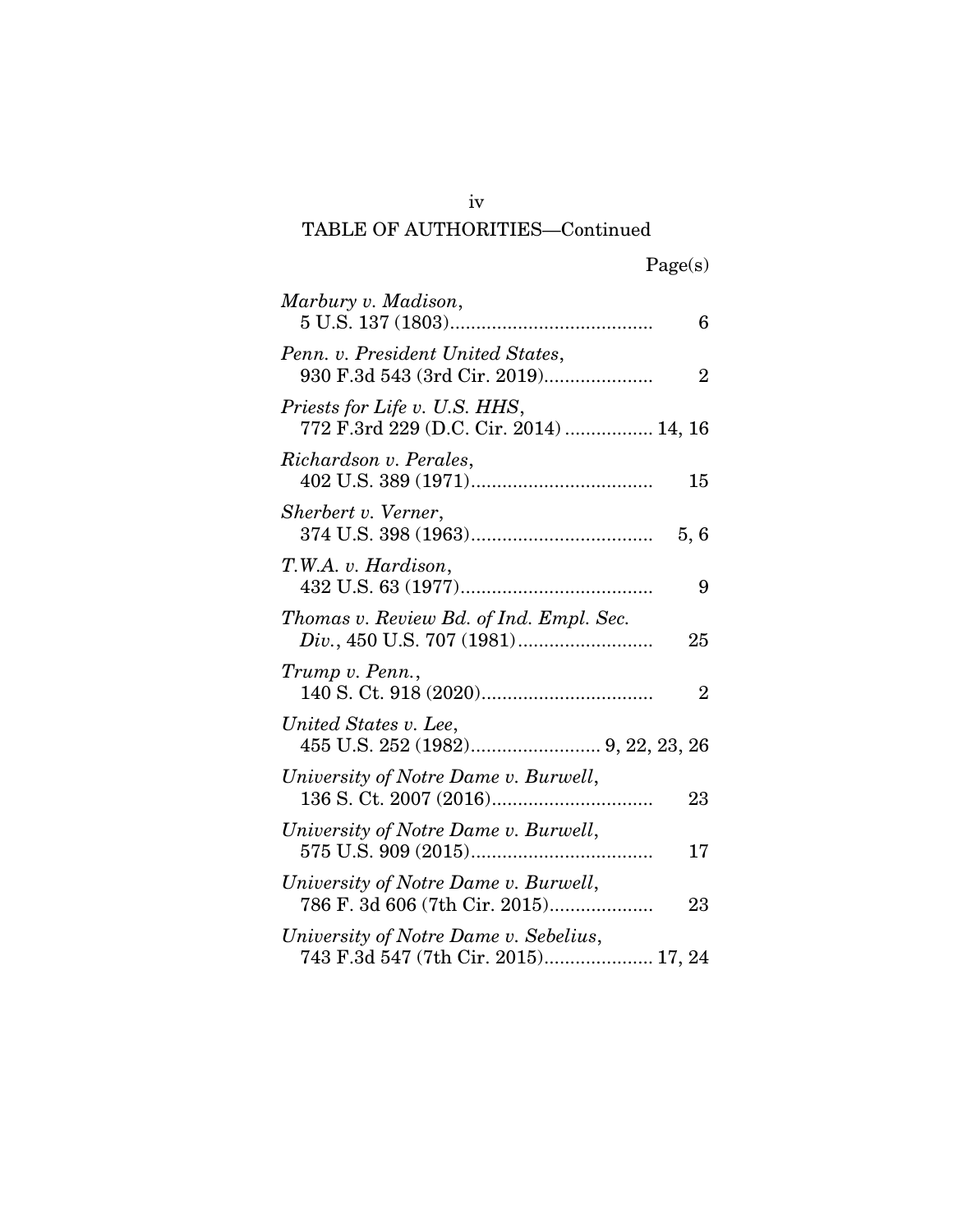## TABLE OF AUTHORITIES—Continued

Page(s)

*Marbury v. Madison*,
5 U.S. 137 (1803)....................................... 6

*Penn. v. President United States*,
930 F.3d 543 (3rd Cir. 2019)..................... 2

*Priests for Life v. U.S. HHS*,
772 F.3rd 229 (D.C. Cir. 2014) ................. 14, 16

*Richardson v. Perales*,
402 U.S. 389 (1971)................................... 15

*Sherbert v. Verner*,
374 U.S. 398 (1963)................................... 5, 6

*T.W.A. v. Hardison*,
432 U.S. 63 (1977)..................................... 9

*Thomas v. Review Bd. of Ind. Empl. Sec. Div.*, 450 U.S. 707 (1981).......................... 25

*Trump v. Penn.*,
140 S. Ct. 918 (2020)................................. 2

*United States v. Lee*,
455 U.S. 252 (1982)......................... 9, 22, 23, 26

*University of Notre Dame v. Burwell*,
136 S. Ct. 2007 (2016)............................... 23

*University of Notre Dame v. Burwell*,
575 U.S. 909 (2015)................................... 17

*University of Notre Dame v. Burwell*,
786 F. 3d 606 (7th Cir. 2015).................... 23

*University of Notre Dame v. Sebelius*,
743 F.3d 547 (7th Cir. 2015)..................... 17, 24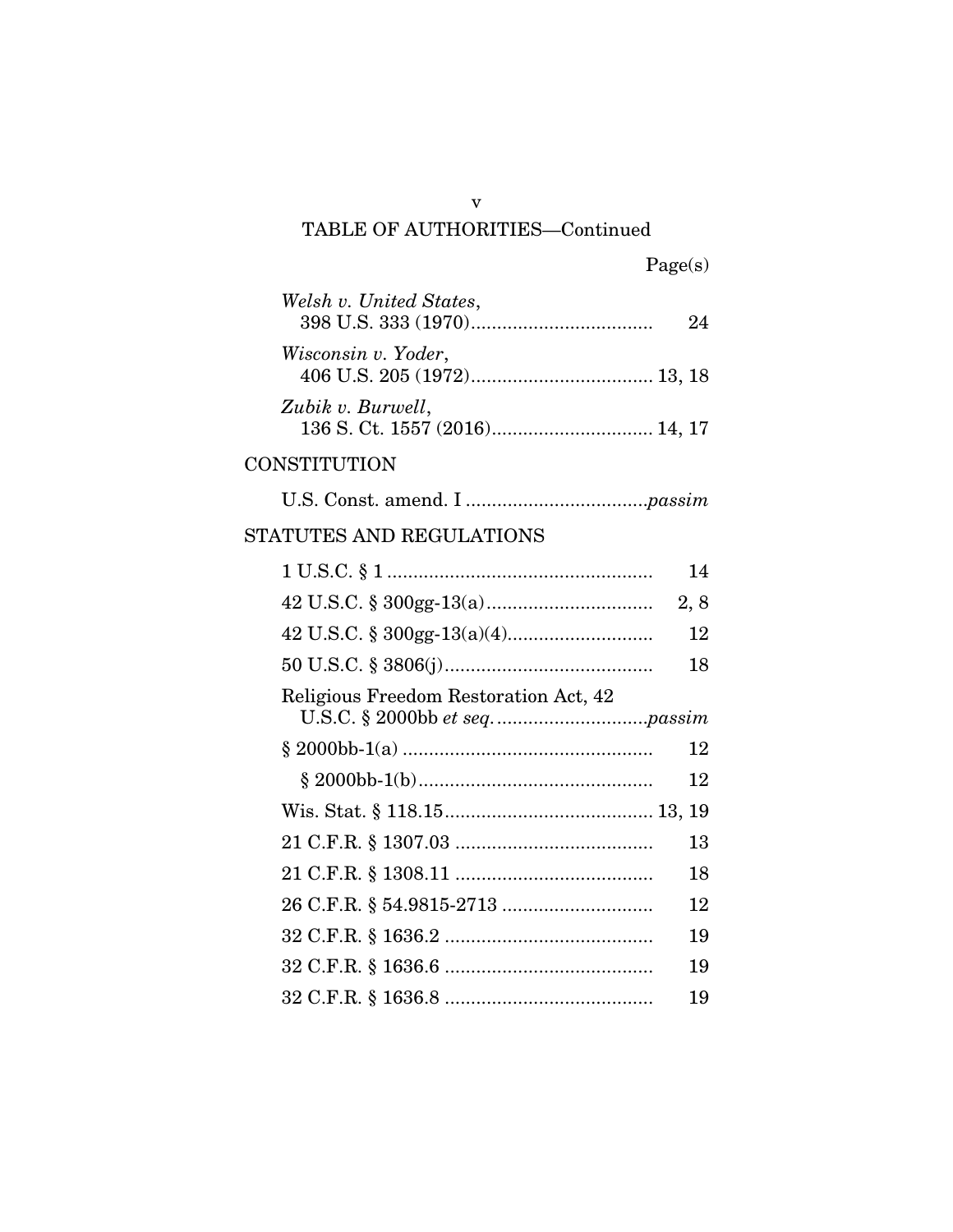## TABLE OF AUTHORITIES—Continued

Page(s)

*Welsh v. United States*,
398 U.S. 333 (1970) .................................. 24

*Wisconsin v. Yoder*,
406 U.S. 205 (1972) .................................. 13, 18

*Zubik v. Burwell*,
136 S. Ct. 1557 (2016) .............................. 14, 17

### CONSTITUTION

U.S. Const. amend. I .................................. *passim*

### STATUTES AND REGULATIONS

1 U.S.C. § 1 .................................................. 14

42 U.S.C. § 300gg-13(a) ................................ 2, 8

42 U.S.C. § 300gg-13(a)(4) ............................ 12

50 U.S.C. § 3806(j) ........................................ 18

Religious Freedom Restoration Act, 42 U.S.C. § 2000bb *et seq*. ............................ *passim*

§ 2000bb-1(a) ................................................ 12

§ 2000bb-1(b) ................................................ 12

Wis. Stat. § 118.15 ........................................ 13, 19

21 C.F.R. § 1307.03 ...................................... 13

21 C.F.R. § 1308.11 ...................................... 18

26 C.F.R. § 54.9815-2713 .............................. 12

32 C.F.R. § 1636.2 ........................................ 19

32 C.F.R. § 1636.6 ........................................ 19

32 C.F.R. § 1636.8 ........................................ 19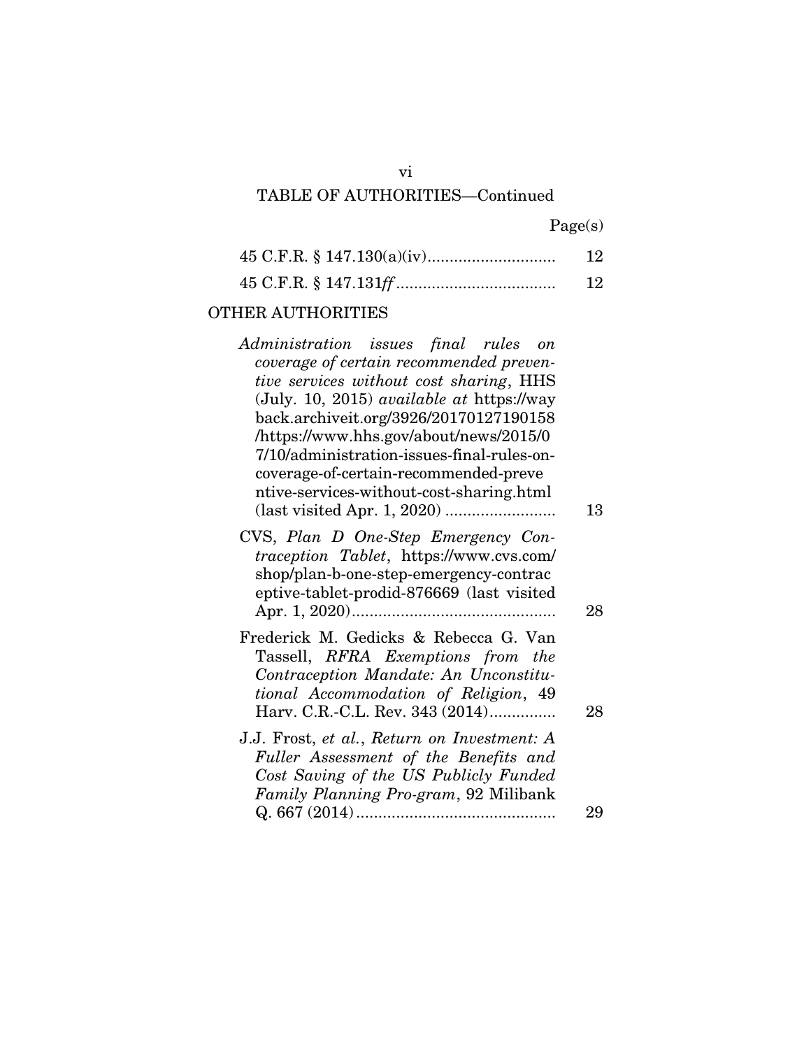TABLE OF AUTHORITIES—Continued

| | Page(s) |
|---|---|
| 45 C.F.R. § 147.130(a)(iv) | 12 |
| 45 C.F.R. § 147.131*ff* | 12 |

## OTHER AUTHORITIES

| | |
|---|---|
| *Administration issues final rules on coverage of certain recommended preventive services without cost sharing*, HHS (July. 10, 2015) *available at* https://wayback.archiveit.org/3926/20170127190158/https://www.hhs.gov/about/news/2015/07/10/administration-issues-final-rules-on-coverage-of-certain-recommended-preventive-services-without-cost-sharing.html (last visited Apr. 1, 2020) | 13 |
| CVS, *Plan D One-Step Emergency Contraception Tablet*, https://www.cvs.com/shop/plan-b-one-step-emergency-contraceptive-tablet-prodid-876669 (last visited Apr. 1, 2020) | 28 |
| Frederick M. Gedicks & Rebecca G. Van Tassell, *RFRA Exemptions from the Contraception Mandate: An Unconstitutional Accommodation of Religion*, 49 Harv. C.R.-C.L. Rev. 343 (2014) | 28 |
| J.J. Frost, *et al.*, *Return on Investment: A Fuller Assessment of the Benefits and Cost Saving of the US Publicly Funded Family Planning Pro-gram*, 92 Milibank Q. 667 (2014) | 29 |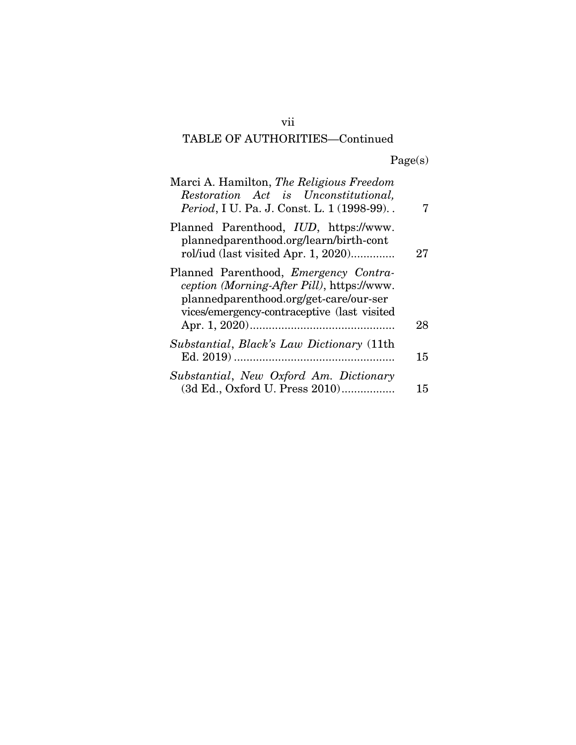TABLE OF AUTHORITIES—Continued

| | Page(s) |
|---|---|
| Marci A. Hamilton, *The Religious Freedom Restoration Act is Unconstitutional, Period*, I U. Pa. J. Const. L. 1 (1998-99). . | 7 |
| Planned Parenthood, *IUD*, https://www.plannedparenthood.org/learn/birth-control/iud (last visited Apr. 1, 2020).............. | 27 |
| Planned Parenthood, *Emergency Contraception (Morning-After Pill)*, https://www.plannedparenthood.org/get-care/our-services/emergency-contraceptive (last visited Apr. 1, 2020).............................................. | 28 |
| *Substantial*, *Black's Law Dictionary* (11th Ed. 2019) .................................................. | 15 |
| *Substantial*, *New Oxford Am. Dictionary* (3d Ed., Oxford U. Press 2010)................. | 15 |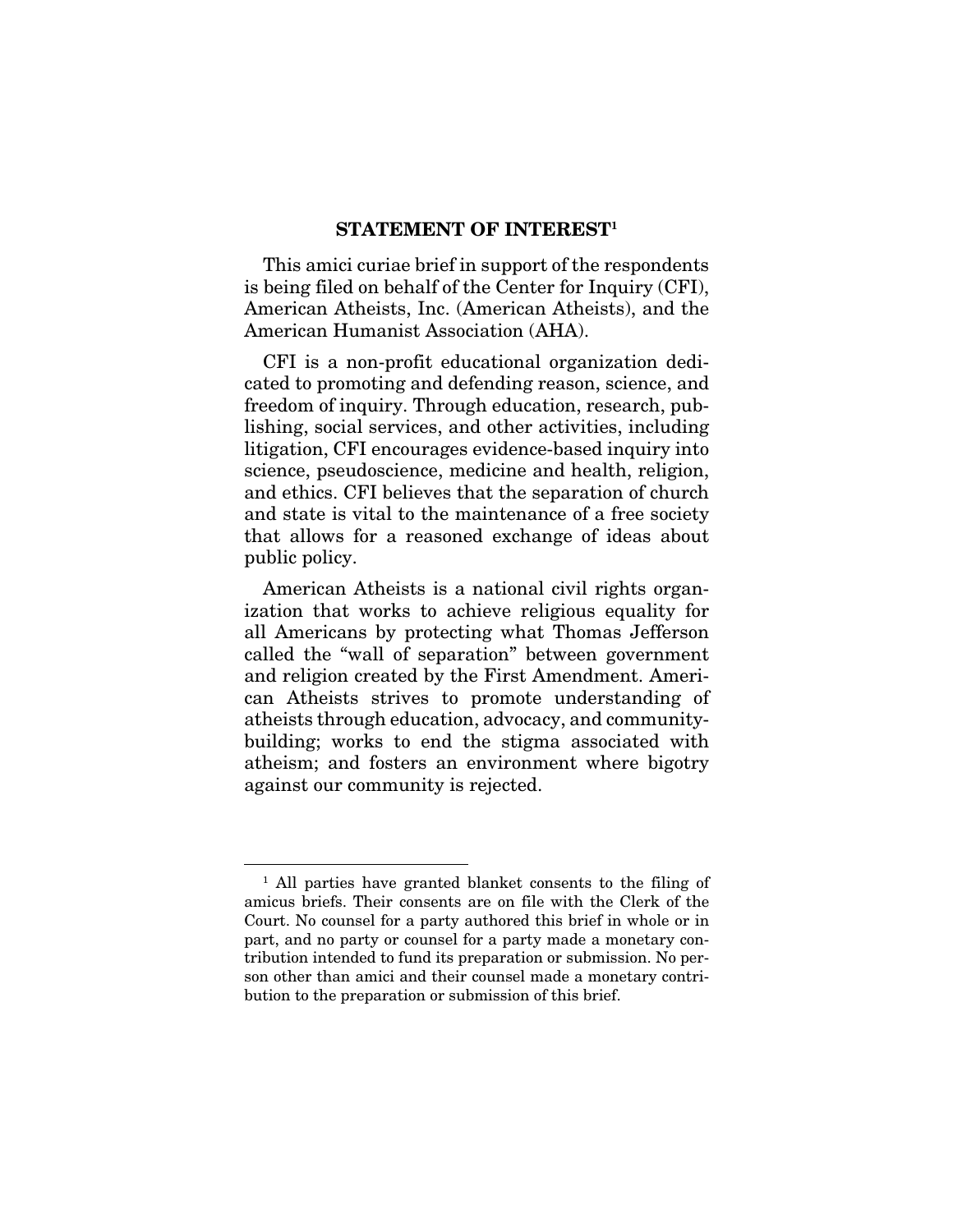## STATEMENT OF INTEREST[1]

This amici curiae brief in support of the respondents is being filed on behalf of the Center for Inquiry (CFI), American Atheists, Inc. (American Atheists), and the American Humanist Association (AHA).

CFI is a non-profit educational organization dedicated to promoting and defending reason, science, and freedom of inquiry. Through education, research, publishing, social services, and other activities, including litigation, CFI encourages evidence-based inquiry into science, pseudoscience, medicine and health, religion, and ethics. CFI believes that the separation of church and state is vital to the maintenance of a free society that allows for a reasoned exchange of ideas about public policy.

American Atheists is a national civil rights organization that works to achieve religious equality for all Americans by protecting what Thomas Jefferson called the "wall of separation" between government and religion created by the First Amendment. American Atheists strives to promote understanding of atheists through education, advocacy, and community-building; works to end the stigma associated with atheism; and fosters an environment where bigotry against our community is rejected.

---

[1] All parties have granted blanket consents to the filing of amicus briefs. Their consents are on file with the Clerk of the Court. No counsel for a party authored this brief in whole or in part, and no party or counsel for a party made a monetary contribution intended to fund its preparation or submission. No person other than amici and their counsel made a monetary contribution to the preparation or submission of this brief.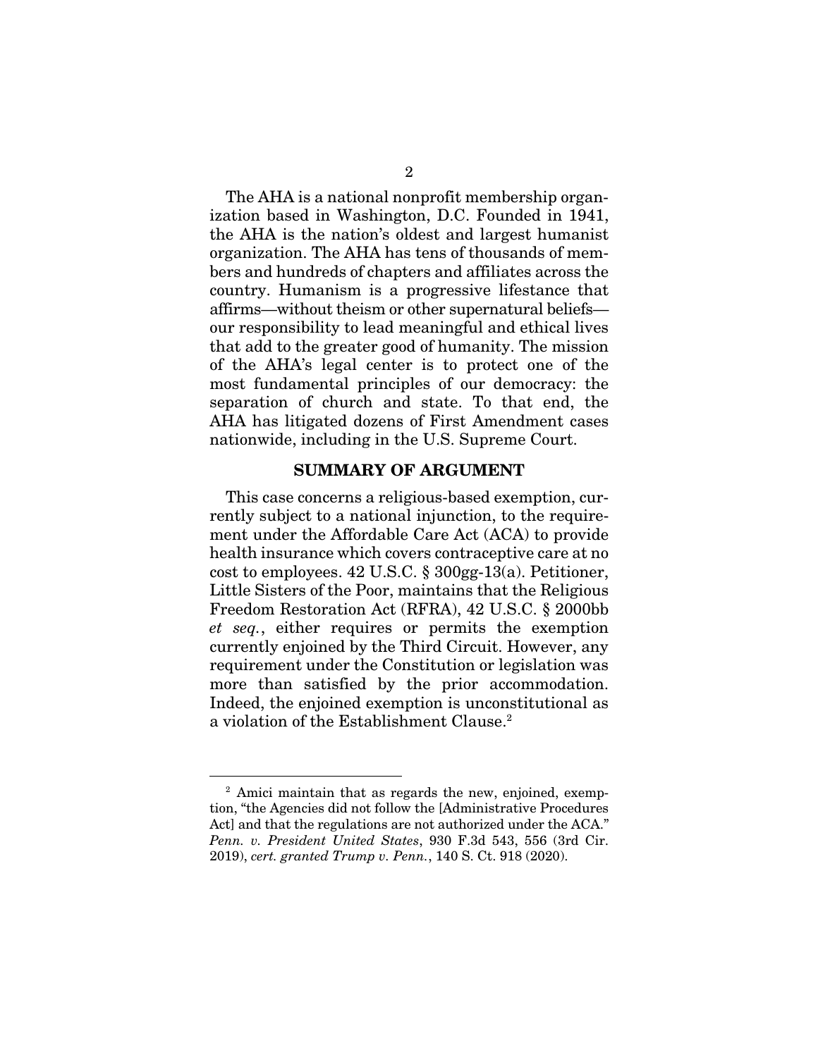The AHA is a national nonprofit membership organization based in Washington, D.C. Founded in 1941, the AHA is the nation's oldest and largest humanist organization. The AHA has tens of thousands of members and hundreds of chapters and affiliates across the country. Humanism is a progressive lifestance that affirms—without theism or other supernatural beliefs—our responsibility to lead meaningful and ethical lives that add to the greater good of humanity. The mission of the AHA's legal center is to protect one of the most fundamental principles of our democracy: the separation of church and state. To that end, the AHA has litigated dozens of First Amendment cases nationwide, including in the U.S. Supreme Court.

## SUMMARY OF ARGUMENT

This case concerns a religious-based exemption, currently subject to a national injunction, to the requirement under the Affordable Care Act (ACA) to provide health insurance which covers contraceptive care at no cost to employees. 42 U.S.C. § 300gg-13(a). Petitioner, Little Sisters of the Poor, maintains that the Religious Freedom Restoration Act (RFRA), 42 U.S.C. § 2000bb *et seq.*, either requires or permits the exemption currently enjoined by the Third Circuit. However, any requirement under the Constitution or legislation was more than satisfied by the prior accommodation. Indeed, the enjoined exemption is unconstitutional as a violation of the Establishment Clause.[2]

---

[2] Amici maintain that as regards the new, enjoined, exemption, "the Agencies did not follow the [Administrative Procedures Act] and that the regulations are not authorized under the ACA." *Penn. v. President United States*, 930 F.3d 543, 556 (3rd Cir. 2019), *cert. granted Trump v. Penn.*, 140 S. Ct. 918 (2020).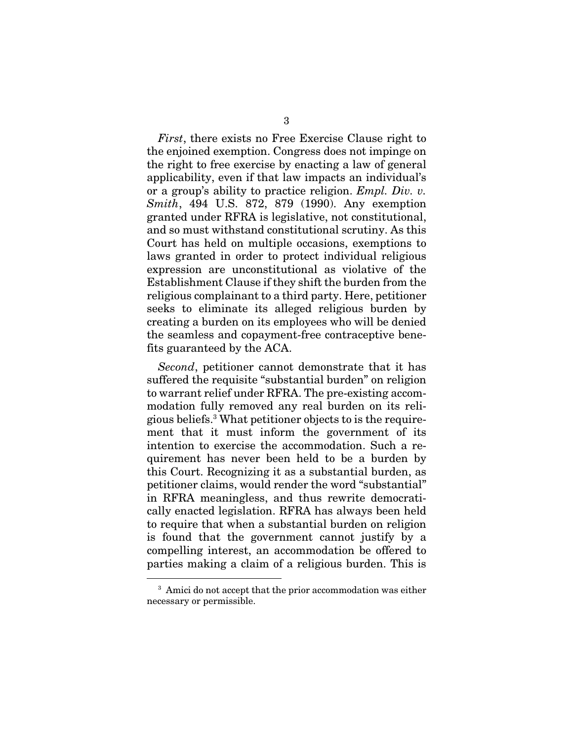*First*, there exists no Free Exercise Clause right to the enjoined exemption. Congress does not impinge on the right to free exercise by enacting a law of general applicability, even if that law impacts an individual's or a group's ability to practice religion. *Empl. Div. v. Smith*, 494 U.S. 872, 879 (1990). Any exemption granted under RFRA is legislative, not constitutional, and so must withstand constitutional scrutiny. As this Court has held on multiple occasions, exemptions to laws granted in order to protect individual religious expression are unconstitutional as violative of the Establishment Clause if they shift the burden from the religious complainant to a third party. Here, petitioner seeks to eliminate its alleged religious burden by creating a burden on its employees who will be denied the seamless and copayment-free contraceptive benefits guaranteed by the ACA.

*Second*, petitioner cannot demonstrate that it has suffered the requisite "substantial burden" on religion to warrant relief under RFRA. The pre-existing accommodation fully removed any real burden on its religious beliefs.[3] What petitioner objects to is the requirement that it must inform the government of its intention to exercise the accommodation. Such a requirement has never been held to be a burden by this Court. Recognizing it as a substantial burden, as petitioner claims, would render the word "substantial" in RFRA meaningless, and thus rewrite democratically enacted legislation. RFRA has always been held to require that when a substantial burden on religion is found that the government cannot justify by a compelling interest, an accommodation be offered to parties making a claim of a religious burden. This is

[3] Amici do not accept that the prior accommodation was either necessary or permissible.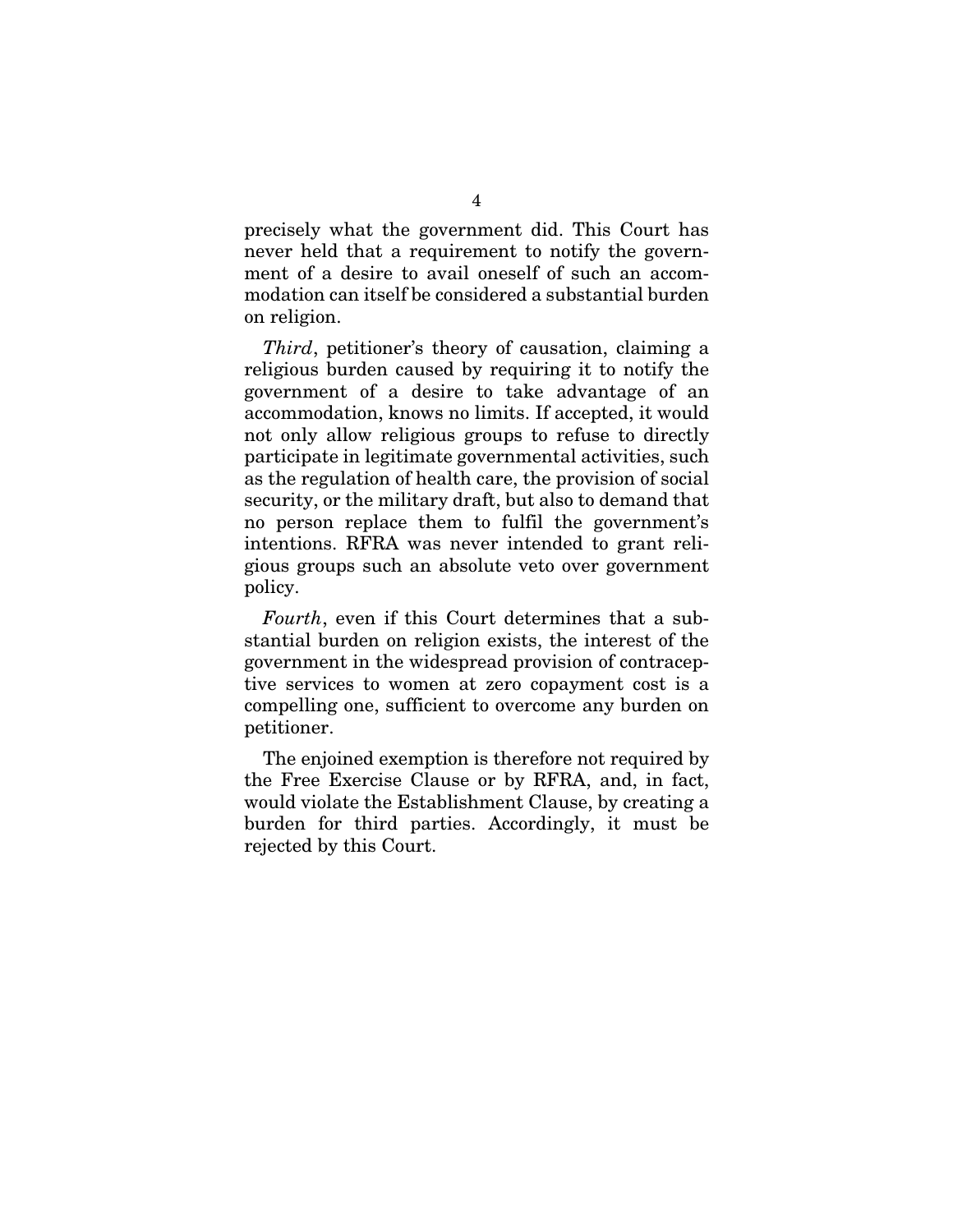precisely what the government did. This Court has never held that a requirement to notify the government of a desire to avail oneself of such an accommodation can itself be considered a substantial burden on religion.

*Third*, petitioner's theory of causation, claiming a religious burden caused by requiring it to notify the government of a desire to take advantage of an accommodation, knows no limits. If accepted, it would not only allow religious groups to refuse to directly participate in legitimate governmental activities, such as the regulation of health care, the provision of social security, or the military draft, but also to demand that no person replace them to fulfil the government's intentions. RFRA was never intended to grant religious groups such an absolute veto over government policy.

*Fourth*, even if this Court determines that a substantial burden on religion exists, the interest of the government in the widespread provision of contraceptive services to women at zero copayment cost is a compelling one, sufficient to overcome any burden on petitioner.

The enjoined exemption is therefore not required by the Free Exercise Clause or by RFRA, and, in fact, would violate the Establishment Clause, by creating a burden for third parties. Accordingly, it must be rejected by this Court.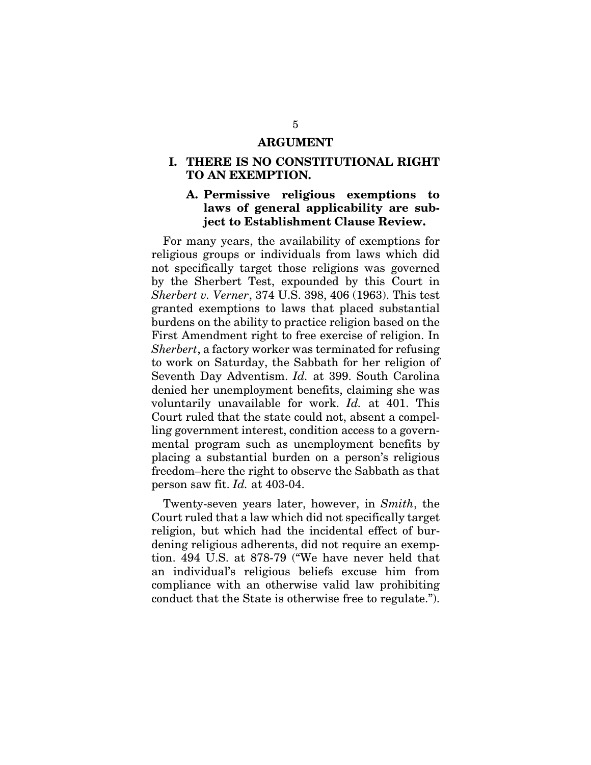## ARGUMENT

### I. THERE IS NO CONSTITUTIONAL RIGHT TO AN EXEMPTION.

#### A. Permissive religious exemptions to laws of general applicability are subject to Establishment Clause Review.

For many years, the availability of exemptions for religious groups or individuals from laws which did not specifically target those religions was governed by the Sherbert Test, expounded by this Court in *Sherbert v. Verner*, 374 U.S. 398, 406 (1963). This test granted exemptions to laws that placed substantial burdens on the ability to practice religion based on the First Amendment right to free exercise of religion. In *Sherbert*, a factory worker was terminated for refusing to work on Saturday, the Sabbath for her religion of Seventh Day Adventism. *Id.* at 399. South Carolina denied her unemployment benefits, claiming she was voluntarily unavailable for work. *Id.* at 401. This Court ruled that the state could not, absent a compelling government interest, condition access to a governmental program such as unemployment benefits by placing a substantial burden on a person's religious freedom–here the right to observe the Sabbath as that person saw fit. *Id.* at 403-04.

Twenty-seven years later, however, in *Smith*, the Court ruled that a law which did not specifically target religion, but which had the incidental effect of burdening religious adherents, did not require an exemption. 494 U.S. at 878-79 ("We have never held that an individual's religious beliefs excuse him from compliance with an otherwise valid law prohibiting conduct that the State is otherwise free to regulate.").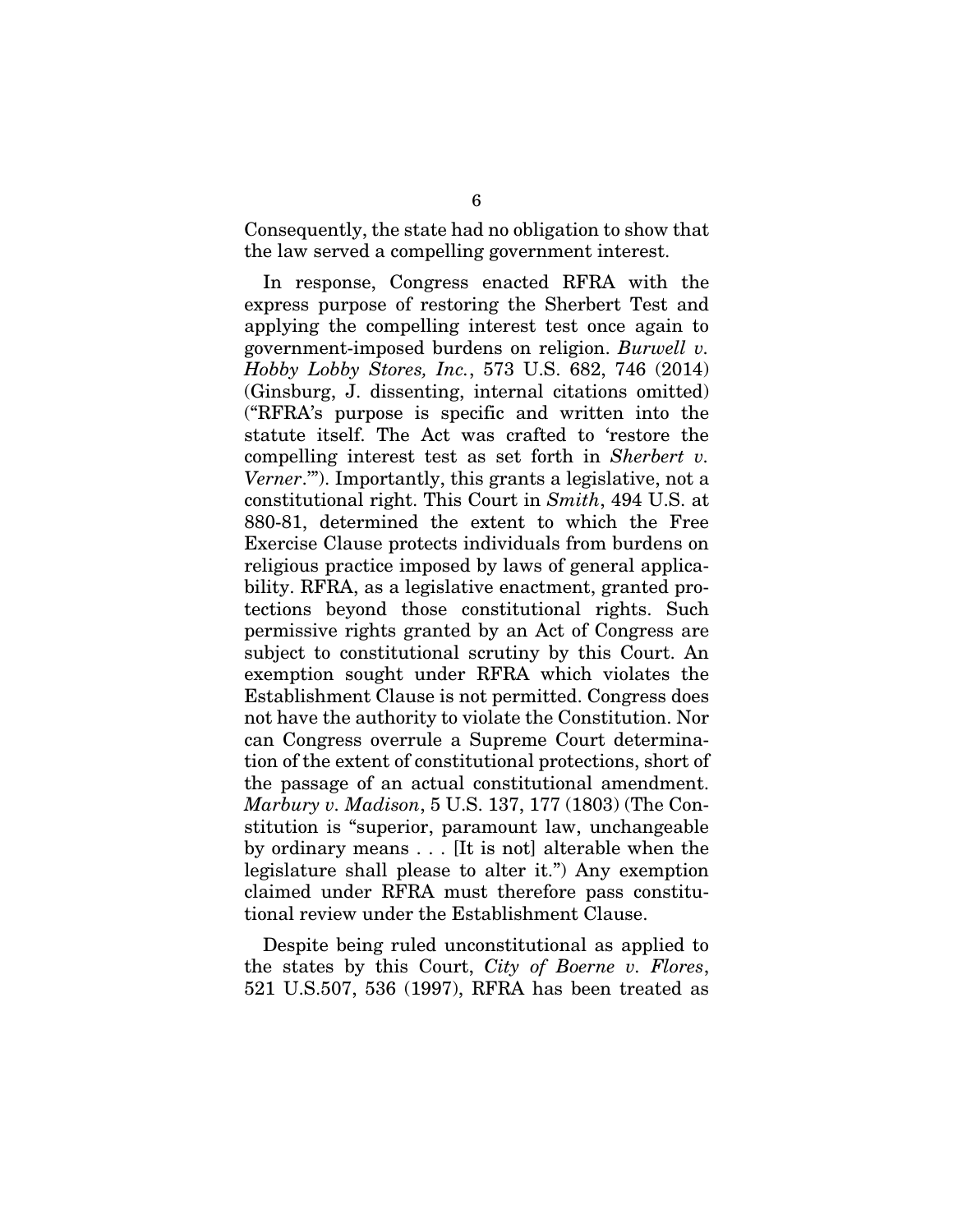Consequently, the state had no obligation to show that the law served a compelling government interest.

In response, Congress enacted RFRA with the express purpose of restoring the Sherbert Test and applying the compelling interest test once again to government-imposed burdens on religion. *Burwell v. Hobby Lobby Stores, Inc.*, 573 U.S. 682, 746 (2014) (Ginsburg, J. dissenting, internal citations omitted) ("RFRA's purpose is specific and written into the statute itself. The Act was crafted to 'restore the compelling interest test as set forth in *Sherbert v. Verner*.'"). Importantly, this grants a legislative, not a constitutional right. This Court in *Smith*, 494 U.S. at 880-81, determined the extent to which the Free Exercise Clause protects individuals from burdens on religious practice imposed by laws of general applicability. RFRA, as a legislative enactment, granted protections beyond those constitutional rights. Such permissive rights granted by an Act of Congress are subject to constitutional scrutiny by this Court. An exemption sought under RFRA which violates the Establishment Clause is not permitted. Congress does not have the authority to violate the Constitution. Nor can Congress overrule a Supreme Court determination of the extent of constitutional protections, short of the passage of an actual constitutional amendment. *Marbury v. Madison*, 5 U.S. 137, 177 (1803) (The Constitution is "superior, paramount law, unchangeable by ordinary means . . . [It is not] alterable when the legislature shall please to alter it.") Any exemption claimed under RFRA must therefore pass constitutional review under the Establishment Clause.

Despite being ruled unconstitutional as applied to the states by this Court, *City of Boerne v. Flores*, 521 U.S.507, 536 (1997), RFRA has been treated as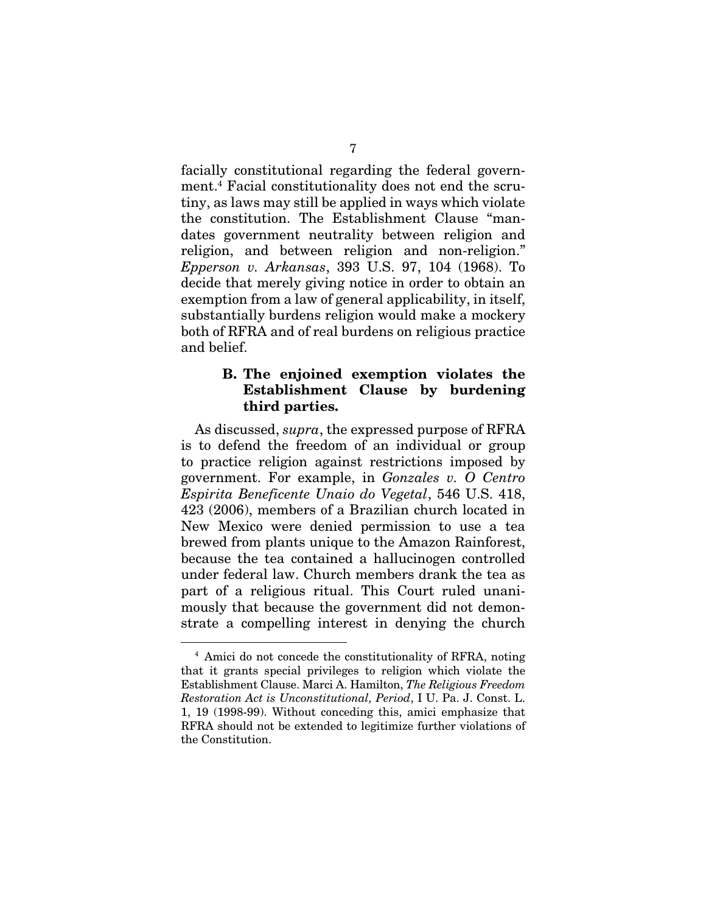facially constitutional regarding the federal government.[4] Facial constitutionality does not end the scrutiny, as laws may still be applied in ways which violate the constitution. The Establishment Clause "mandates government neutrality between religion and religion, and between religion and non-religion." *Epperson v. Arkansas*, 393 U.S. 97, 104 (1968). To decide that merely giving notice in order to obtain an exemption from a law of general applicability, in itself, substantially burdens religion would make a mockery both of RFRA and of real burdens on religious practice and belief.

### B. The enjoined exemption violates the Establishment Clause by burdening third parties.

As discussed, *supra*, the expressed purpose of RFRA is to defend the freedom of an individual or group to practice religion against restrictions imposed by government. For example, in *Gonzales v. O Centro Espirita Beneficente Unaio do Vegetal*, 546 U.S. 418, 423 (2006), members of a Brazilian church located in New Mexico were denied permission to use a tea brewed from plants unique to the Amazon Rainforest, because the tea contained a hallucinogen controlled under federal law. Church members drank the tea as part of a religious ritual. This Court ruled unanimously that because the government did not demonstrate a compelling interest in denying the church

---

[4] Amici do not concede the constitutionality of RFRA, noting that it grants special privileges to religion which violate the Establishment Clause. Marci A. Hamilton, *The Religious Freedom Restoration Act is Unconstitutional, Period*, I U. Pa. J. Const. L. 1, 19 (1998-99). Without conceding this, amici emphasize that RFRA should not be extended to legitimize further violations of the Constitution.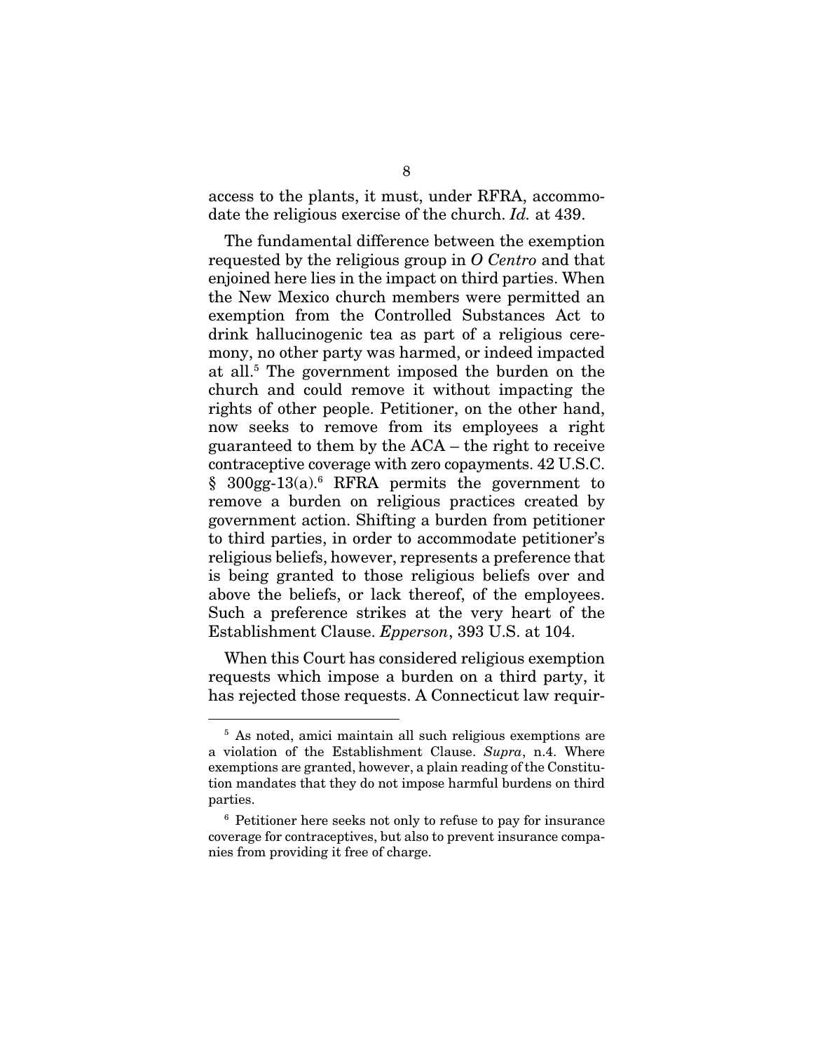access to the plants, it must, under RFRA, accommodate the religious exercise of the church. *Id.* at 439.

The fundamental difference between the exemption requested by the religious group in *O Centro* and that enjoined here lies in the impact on third parties. When the New Mexico church members were permitted an exemption from the Controlled Substances Act to drink hallucinogenic tea as part of a religious ceremony, no other party was harmed, or indeed impacted at all.[5] The government imposed the burden on the church and could remove it without impacting the rights of other people. Petitioner, on the other hand, now seeks to remove from its employees a right guaranteed to them by the ACA – the right to receive contraceptive coverage with zero copayments. 42 U.S.C. § 300gg-13(a).[6] RFRA permits the government to remove a burden on religious practices created by government action. Shifting a burden from petitioner to third parties, in order to accommodate petitioner's religious beliefs, however, represents a preference that is being granted to those religious beliefs over and above the beliefs, or lack thereof, of the employees. Such a preference strikes at the very heart of the Establishment Clause. *Epperson*, 393 U.S. at 104.

When this Court has considered religious exemption requests which impose a burden on a third party, it has rejected those requests. A Connecticut law requir-

---

[5] As noted, amici maintain all such religious exemptions are a violation of the Establishment Clause. *Supra*, n.4. Where exemptions are granted, however, a plain reading of the Constitution mandates that they do not impose harmful burdens on third parties.

[6] Petitioner here seeks not only to refuse to pay for insurance coverage for contraceptives, but also to prevent insurance companies from providing it free of charge.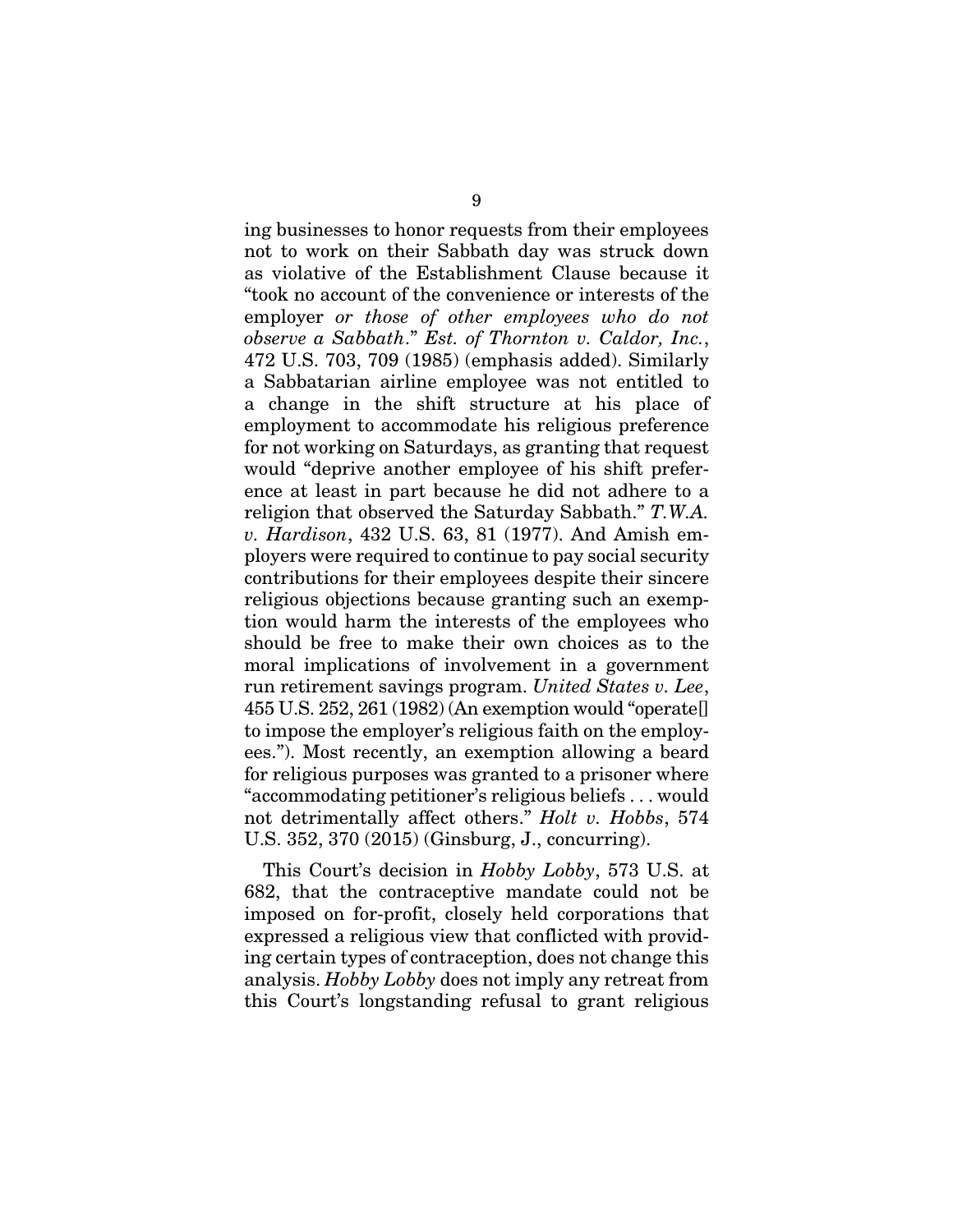ing businesses to honor requests from their employees not to work on their Sabbath day was struck down as violative of the Establishment Clause because it "took no account of the convenience or interests of the employer *or those of other employees who do not observe a Sabbath*." *Est. of Thornton v. Caldor, Inc.*, 472 U.S. 703, 709 (1985) (emphasis added). Similarly a Sabbatarian airline employee was not entitled to a change in the shift structure at his place of employment to accommodate his religious preference for not working on Saturdays, as granting that request would "deprive another employee of his shift preference at least in part because he did not adhere to a religion that observed the Saturday Sabbath." *T.W.A. v. Hardison*, 432 U.S. 63, 81 (1977). And Amish employers were required to continue to pay social security contributions for their employees despite their sincere religious objections because granting such an exemption would harm the interests of the employees who should be free to make their own choices as to the moral implications of involvement in a government run retirement savings program. *United States v. Lee*, 455 U.S. 252, 261 (1982) (An exemption would "operate[] to impose the employer's religious faith on the employees."). Most recently, an exemption allowing a beard for religious purposes was granted to a prisoner where "accommodating petitioner's religious beliefs . . . would not detrimentally affect others." *Holt v. Hobbs*, 574 U.S. 352, 370 (2015) (Ginsburg, J., concurring).

This Court's decision in *Hobby Lobby*, 573 U.S. at 682, that the contraceptive mandate could not be imposed on for-profit, closely held corporations that expressed a religious view that conflicted with providing certain types of contraception, does not change this analysis. *Hobby Lobby* does not imply any retreat from this Court's longstanding refusal to grant religious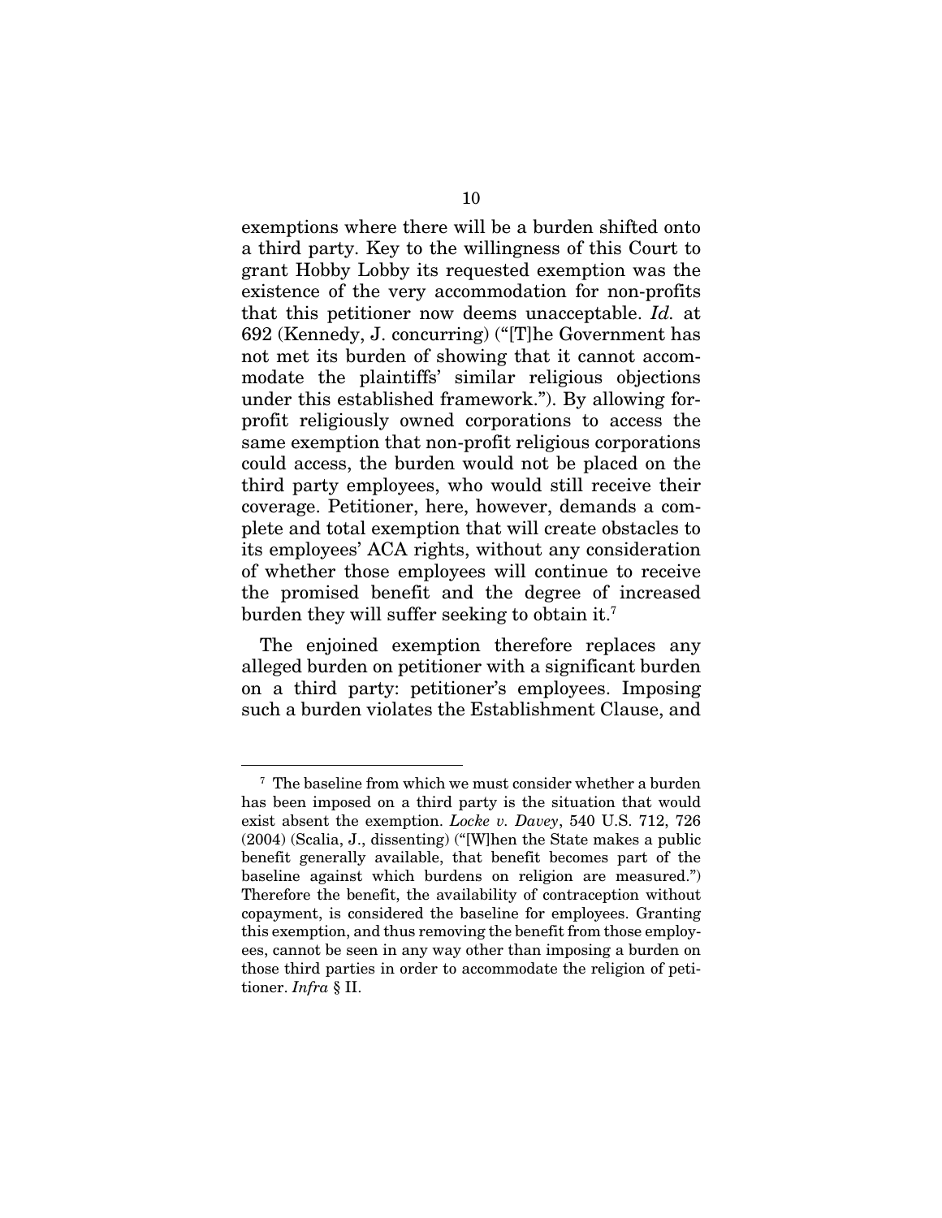exemptions where there will be a burden shifted onto a third party. Key to the willingness of this Court to grant Hobby Lobby its requested exemption was the existence of the very accommodation for non-profits that this petitioner now deems unacceptable. *Id.* at 692 (Kennedy, J. concurring) ("[T]he Government has not met its burden of showing that it cannot accommodate the plaintiffs' similar religious objections under this established framework."). By allowing for-profit religiously owned corporations to access the same exemption that non-profit religious corporations could access, the burden would not be placed on the third party employees, who would still receive their coverage. Petitioner, here, however, demands a complete and total exemption that will create obstacles to its employees' ACA rights, without any consideration of whether those employees will continue to receive the promised benefit and the degree of increased burden they will suffer seeking to obtain it.[7]

The enjoined exemption therefore replaces any alleged burden on petitioner with a significant burden on a third party: petitioner's employees. Imposing such a burden violates the Establishment Clause, and

---

[7] The baseline from which we must consider whether a burden has been imposed on a third party is the situation that would exist absent the exemption. *Locke v. Davey*, 540 U.S. 712, 726 (2004) (Scalia, J., dissenting) ("[W]hen the State makes a public benefit generally available, that benefit becomes part of the baseline against which burdens on religion are measured.") Therefore the benefit, the availability of contraception without copayment, is considered the baseline for employees. Granting this exemption, and thus removing the benefit from those employees, cannot be seen in any way other than imposing a burden on those third parties in order to accommodate the religion of petitioner. *Infra* § II.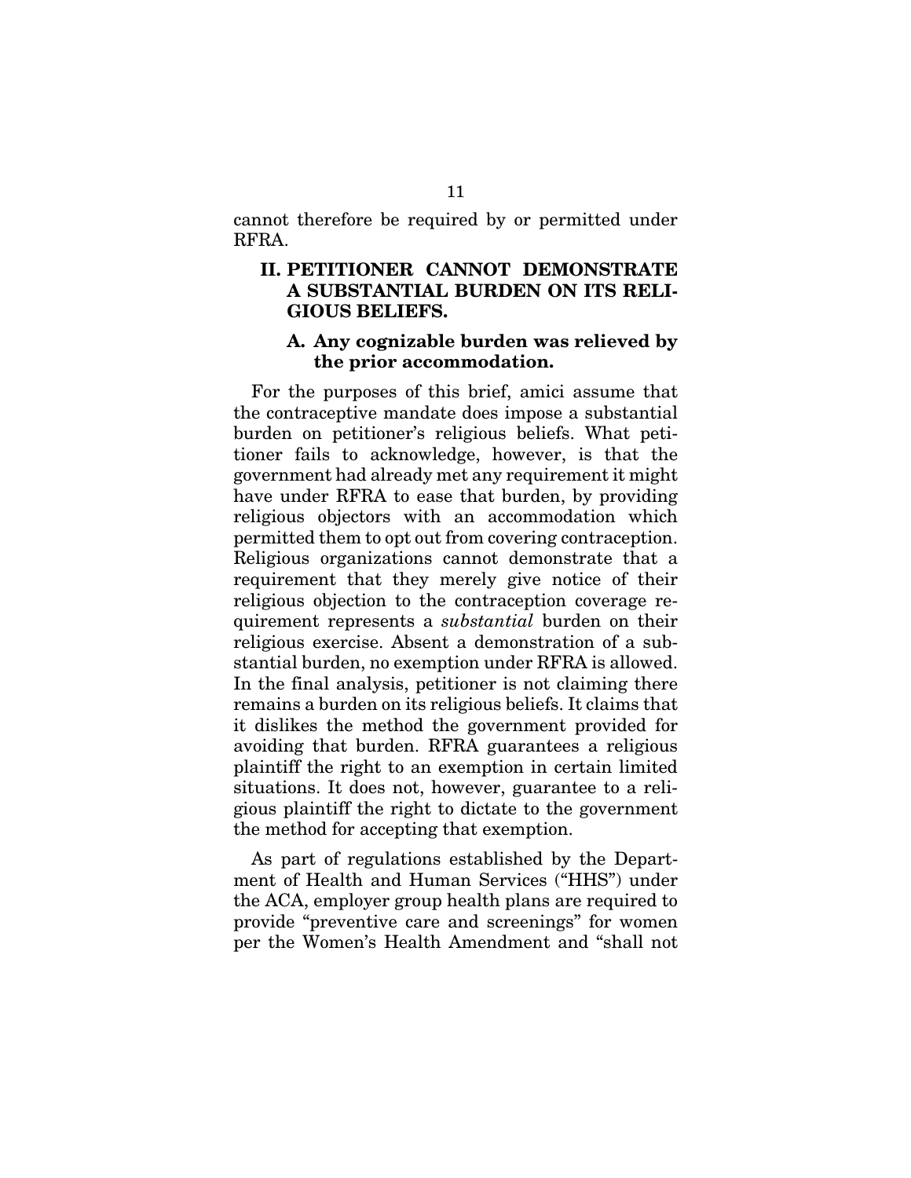cannot therefore be required by or permitted under RFRA.

## II. PETITIONER CANNOT DEMONSTRATE A SUBSTANTIAL BURDEN ON ITS RELIGIOUS BELIEFS.

### A. Any cognizable burden was relieved by the prior accommodation.

For the purposes of this brief, amici assume that the contraceptive mandate does impose a substantial burden on petitioner's religious beliefs. What petitioner fails to acknowledge, however, is that the government had already met any requirement it might have under RFRA to ease that burden, by providing religious objectors with an accommodation which permitted them to opt out from covering contraception. Religious organizations cannot demonstrate that a requirement that they merely give notice of their religious objection to the contraception coverage requirement represents a *substantial* burden on their religious exercise. Absent a demonstration of a substantial burden, no exemption under RFRA is allowed. In the final analysis, petitioner is not claiming there remains a burden on its religious beliefs. It claims that it dislikes the method the government provided for avoiding that burden. RFRA guarantees a religious plaintiff the right to an exemption in certain limited situations. It does not, however, guarantee to a religious plaintiff the right to dictate to the government the method for accepting that exemption.

As part of regulations established by the Department of Health and Human Services ("HHS") under the ACA, employer group health plans are required to provide "preventive care and screenings" for women per the Women's Health Amendment and "shall not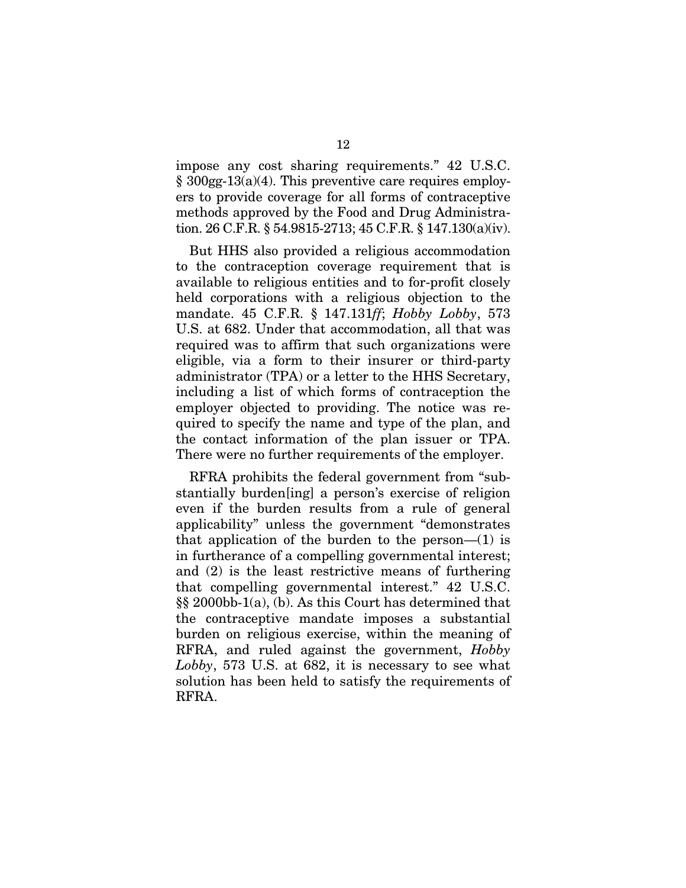impose any cost sharing requirements." 42 U.S.C. § 300gg-13(a)(4). This preventive care requires employers to provide coverage for all forms of contraceptive methods approved by the Food and Drug Administration. 26 C.F.R. § 54.9815-2713; 45 C.F.R. § 147.130(a)(iv).

But HHS also provided a religious accommodation to the contraception coverage requirement that is available to religious entities and to for-profit closely held corporations with a religious objection to the mandate. 45 C.F.R. § 147.131*ff*; *Hobby Lobby*, 573 U.S. at 682. Under that accommodation, all that was required was to affirm that such organizations were eligible, via a form to their insurer or third-party administrator (TPA) or a letter to the HHS Secretary, including a list of which forms of contraception the employer objected to providing. The notice was required to specify the name and type of the plan, and the contact information of the plan issuer or TPA. There were no further requirements of the employer.

RFRA prohibits the federal government from "substantially burden[ing] a person's exercise of religion even if the burden results from a rule of general applicability" unless the government "demonstrates that application of the burden to the person—(1) is in furtherance of a compelling governmental interest; and (2) is the least restrictive means of furthering that compelling governmental interest." 42 U.S.C. §§ 2000bb-1(a), (b). As this Court has determined that the contraceptive mandate imposes a substantial burden on religious exercise, within the meaning of RFRA, and ruled against the government, *Hobby Lobby*, 573 U.S. at 682, it is necessary to see what solution has been held to satisfy the requirements of RFRA.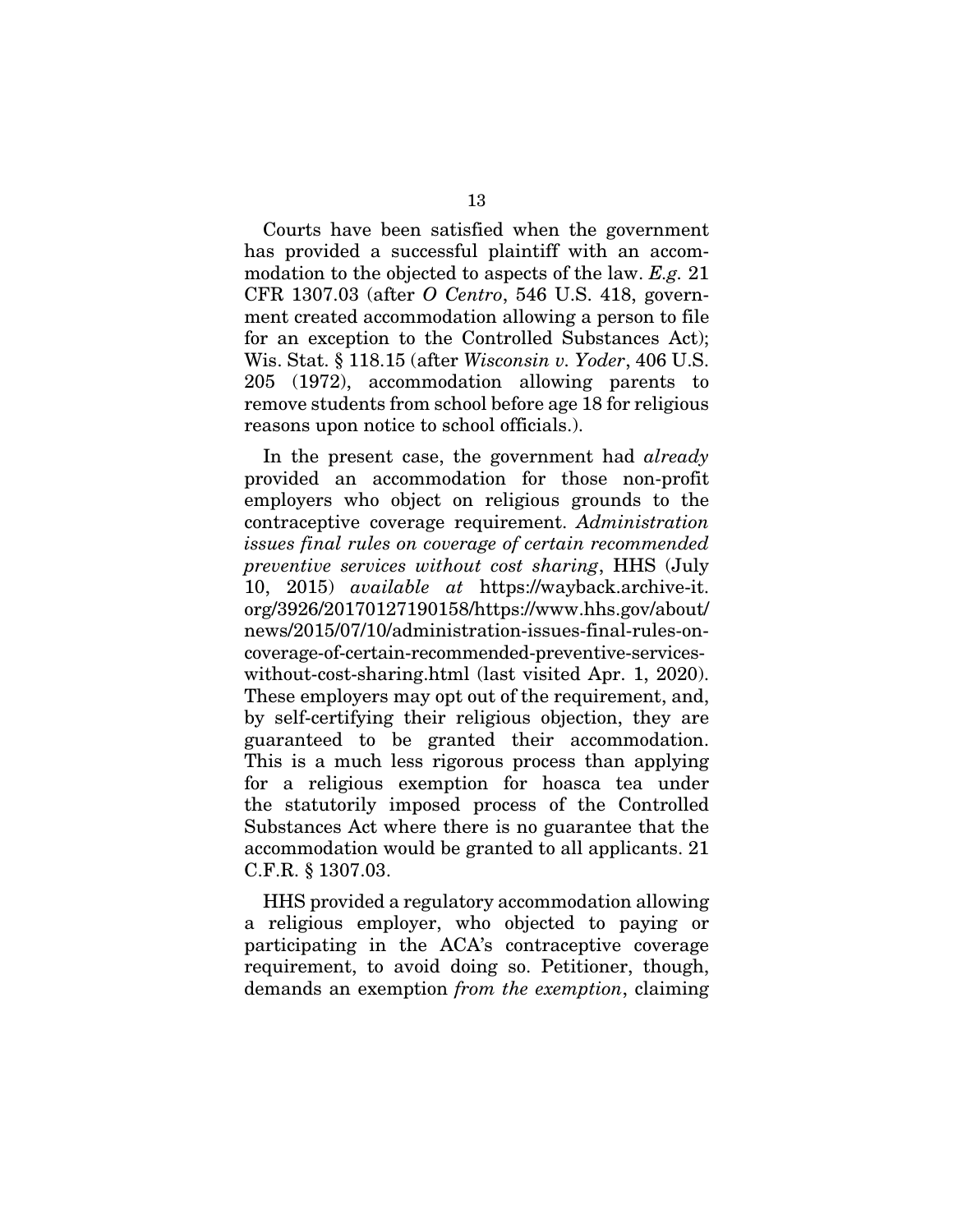Courts have been satisfied when the government has provided a successful plaintiff with an accommodation to the objected to aspects of the law. *E.g.* 21 CFR 1307.03 (after *O Centro*, 546 U.S. 418, government created accommodation allowing a person to file for an exception to the Controlled Substances Act); Wis. Stat. § 118.15 (after *Wisconsin v. Yoder*, 406 U.S. 205 (1972), accommodation allowing parents to remove students from school before age 18 for religious reasons upon notice to school officials.).

In the present case, the government had *already* provided an accommodation for those non-profit employers who object on religious grounds to the contraceptive coverage requirement. *Administration issues final rules on coverage of certain recommended preventive services without cost sharing*, HHS (July 10, 2015) *available at* https://wayback.archive-it.org/3926/20170127190158/https://www.hhs.gov/about/news/2015/07/10/administration-issues-final-rules-on-coverage-of-certain-recommended-preventive-services-without-cost-sharing.html (last visited Apr. 1, 2020). These employers may opt out of the requirement, and, by self-certifying their religious objection, they are guaranteed to be granted their accommodation. This is a much less rigorous process than applying for a religious exemption for hoasca tea under the statutorily imposed process of the Controlled Substances Act where there is no guarantee that the accommodation would be granted to all applicants. 21 C.F.R. § 1307.03.

HHS provided a regulatory accommodation allowing a religious employer, who objected to paying or participating in the ACA's contraceptive coverage requirement, to avoid doing so. Petitioner, though, demands an exemption *from the exemption*, claiming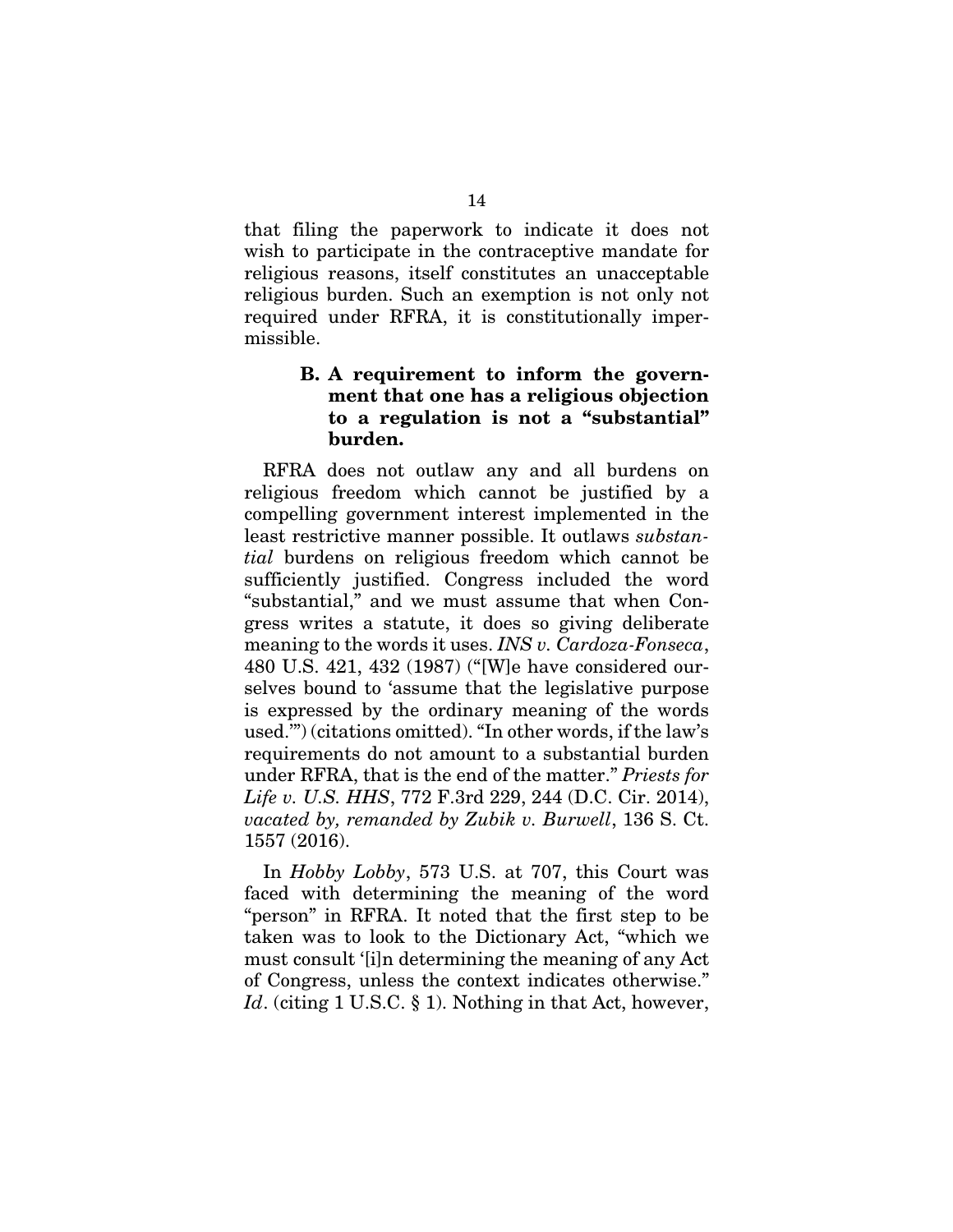that filing the paperwork to indicate it does not wish to participate in the contraceptive mandate for religious reasons, itself constitutes an unacceptable religious burden. Such an exemption is not only not required under RFRA, it is constitutionally impermissible.

### B. A requirement to inform the government that one has a religious objection to a regulation is not a "substantial" burden.

RFRA does not outlaw any and all burdens on religious freedom which cannot be justified by a compelling government interest implemented in the least restrictive manner possible. It outlaws *substantial* burdens on religious freedom which cannot be sufficiently justified. Congress included the word "substantial," and we must assume that when Congress writes a statute, it does so giving deliberate meaning to the words it uses. *INS v. Cardoza-Fonseca*, 480 U.S. 421, 432 (1987) ("[W]e have considered ourselves bound to 'assume that the legislative purpose is expressed by the ordinary meaning of the words used.'") (citations omitted). "In other words, if the law's requirements do not amount to a substantial burden under RFRA, that is the end of the matter." *Priests for Life v. U.S. HHS*, 772 F.3rd 229, 244 (D.C. Cir. 2014), *vacated by, remanded by Zubik v. Burwell*, 136 S. Ct. 1557 (2016).

In *Hobby Lobby*, 573 U.S. at 707, this Court was faced with determining the meaning of the word "person" in RFRA. It noted that the first step to be taken was to look to the Dictionary Act, "which we must consult '[i]n determining the meaning of any Act of Congress, unless the context indicates otherwise." *Id*. (citing 1 U.S.C. § 1). Nothing in that Act, however,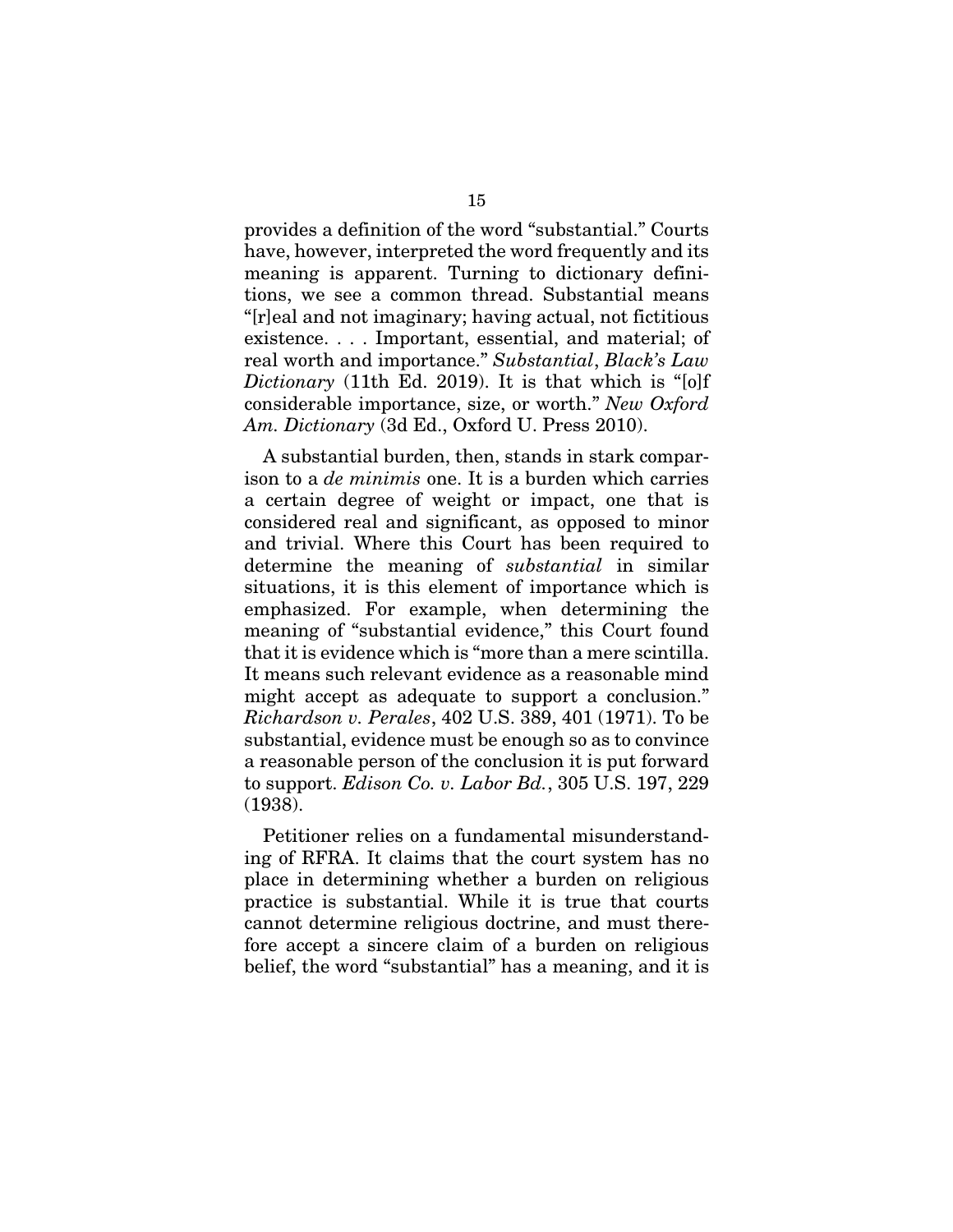provides a definition of the word "substantial." Courts have, however, interpreted the word frequently and its meaning is apparent. Turning to dictionary definitions, we see a common thread. Substantial means "[r]eal and not imaginary; having actual, not fictitious existence. . . . Important, essential, and material; of real worth and importance." *Substantial*, *Black's Law Dictionary* (11th Ed. 2019). It is that which is "[o]f considerable importance, size, or worth." *New Oxford Am. Dictionary* (3d Ed., Oxford U. Press 2010).

A substantial burden, then, stands in stark comparison to a *de minimis* one. It is a burden which carries a certain degree of weight or impact, one that is considered real and significant, as opposed to minor and trivial. Where this Court has been required to determine the meaning of *substantial* in similar situations, it is this element of importance which is emphasized. For example, when determining the meaning of "substantial evidence," this Court found that it is evidence which is "more than a mere scintilla. It means such relevant evidence as a reasonable mind might accept as adequate to support a conclusion." *Richardson v. Perales*, 402 U.S. 389, 401 (1971). To be substantial, evidence must be enough so as to convince a reasonable person of the conclusion it is put forward to support. *Edison Co. v. Labor Bd.*, 305 U.S. 197, 229 (1938).

Petitioner relies on a fundamental misunderstanding of RFRA. It claims that the court system has no place in determining whether a burden on religious practice is substantial. While it is true that courts cannot determine religious doctrine, and must therefore accept a sincere claim of a burden on religious belief, the word "substantial" has a meaning, and it is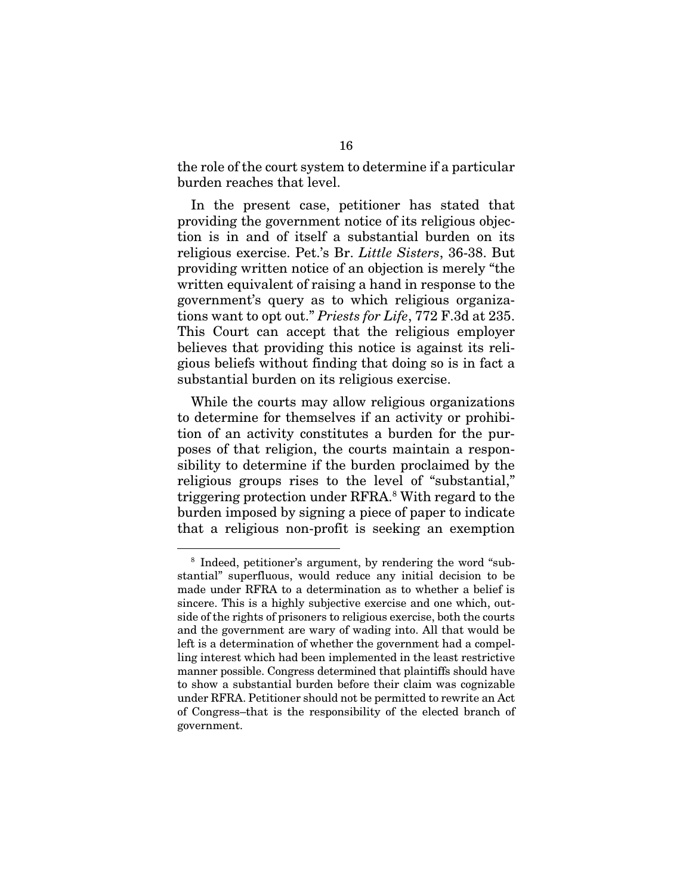the role of the court system to determine if a particular burden reaches that level.

In the present case, petitioner has stated that providing the government notice of its religious objection is in and of itself a substantial burden on its religious exercise. Pet.'s Br. *Little Sisters*, 36-38. But providing written notice of an objection is merely "the written equivalent of raising a hand in response to the government's query as to which religious organizations want to opt out." *Priests for Life*, 772 F.3d at 235. This Court can accept that the religious employer believes that providing this notice is against its religious beliefs without finding that doing so is in fact a substantial burden on its religious exercise.

While the courts may allow religious organizations to determine for themselves if an activity or prohibition of an activity constitutes a burden for the purposes of that religion, the courts maintain a responsibility to determine if the burden proclaimed by the religious groups rises to the level of "substantial," triggering protection under RFRA.[8] With regard to the burden imposed by signing a piece of paper to indicate that a religious non-profit is seeking an exemption

---

[8] Indeed, petitioner's argument, by rendering the word "substantial" superfluous, would reduce any initial decision to be made under RFRA to a determination as to whether a belief is sincere. This is a highly subjective exercise and one which, outside of the rights of prisoners to religious exercise, both the courts and the government are wary of wading into. All that would be left is a determination of whether the government had a compelling interest which had been implemented in the least restrictive manner possible. Congress determined that plaintiffs should have to show a substantial burden before their claim was cognizable under RFRA. Petitioner should not be permitted to rewrite an Act of Congress–that is the responsibility of the elected branch of government.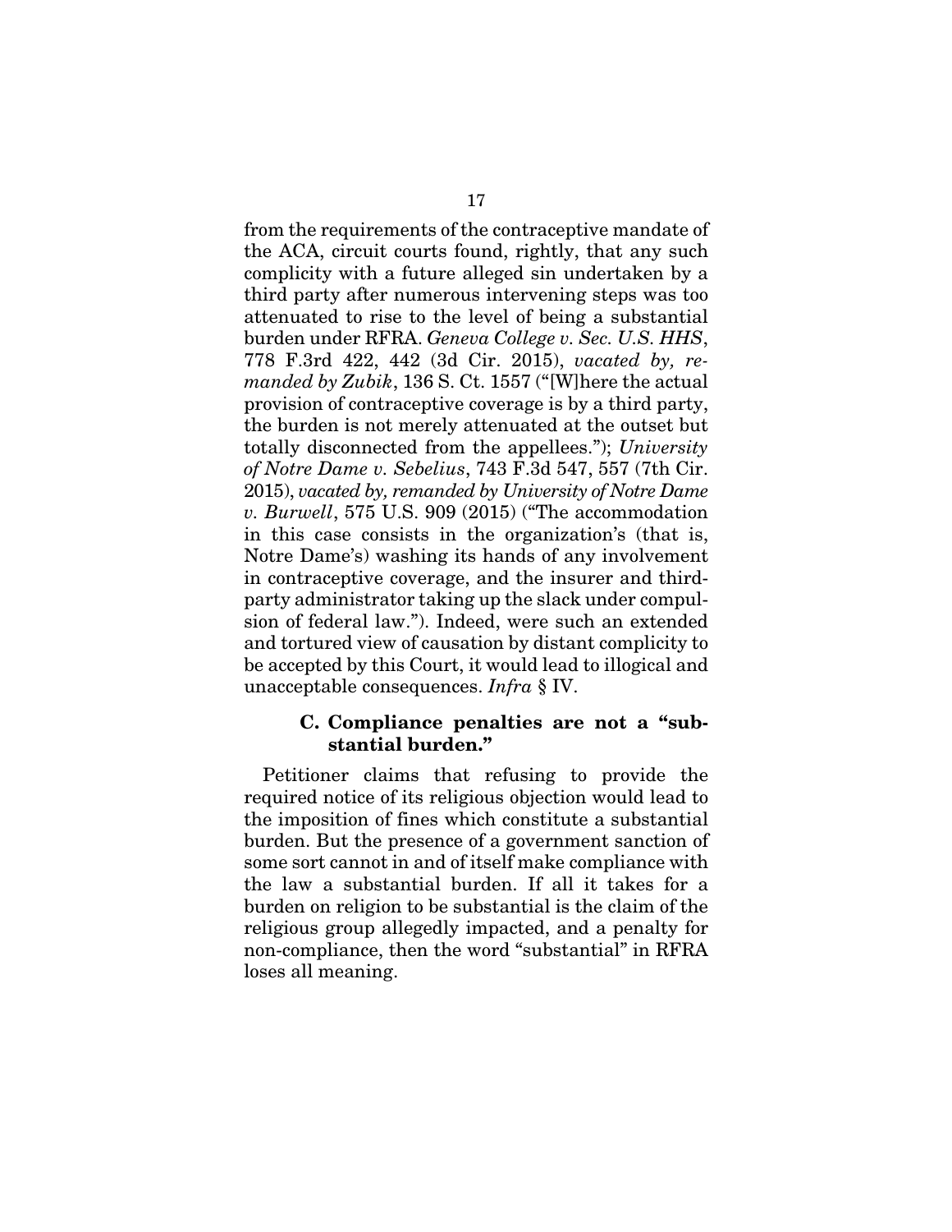from the requirements of the contraceptive mandate of the ACA, circuit courts found, rightly, that any such complicity with a future alleged sin undertaken by a third party after numerous intervening steps was too attenuated to rise to the level of being a substantial burden under RFRA. *Geneva College v. Sec. U.S. HHS*, 778 F.3rd 422, 442 (3d Cir. 2015), *vacated by, remanded by Zubik*, 136 S. Ct. 1557 ("[W]here the actual provision of contraceptive coverage is by a third party, the burden is not merely attenuated at the outset but totally disconnected from the appellees."); *University of Notre Dame v. Sebelius*, 743 F.3d 547, 557 (7th Cir. 2015), *vacated by, remanded by University of Notre Dame v. Burwell*, 575 U.S. 909 (2015) ("The accommodation in this case consists in the organization's (that is, Notre Dame's) washing its hands of any involvement in contraceptive coverage, and the insurer and third-party administrator taking up the slack under compulsion of federal law."). Indeed, were such an extended and tortured view of causation by distant complicity to be accepted by this Court, it would lead to illogical and unacceptable consequences. *Infra* § IV.

### C. Compliance penalties are not a "substantial burden."

Petitioner claims that refusing to provide the required notice of its religious objection would lead to the imposition of fines which constitute a substantial burden. But the presence of a government sanction of some sort cannot in and of itself make compliance with the law a substantial burden. If all it takes for a burden on religion to be substantial is the claim of the religious group allegedly impacted, and a penalty for non-compliance, then the word "substantial" in RFRA loses all meaning.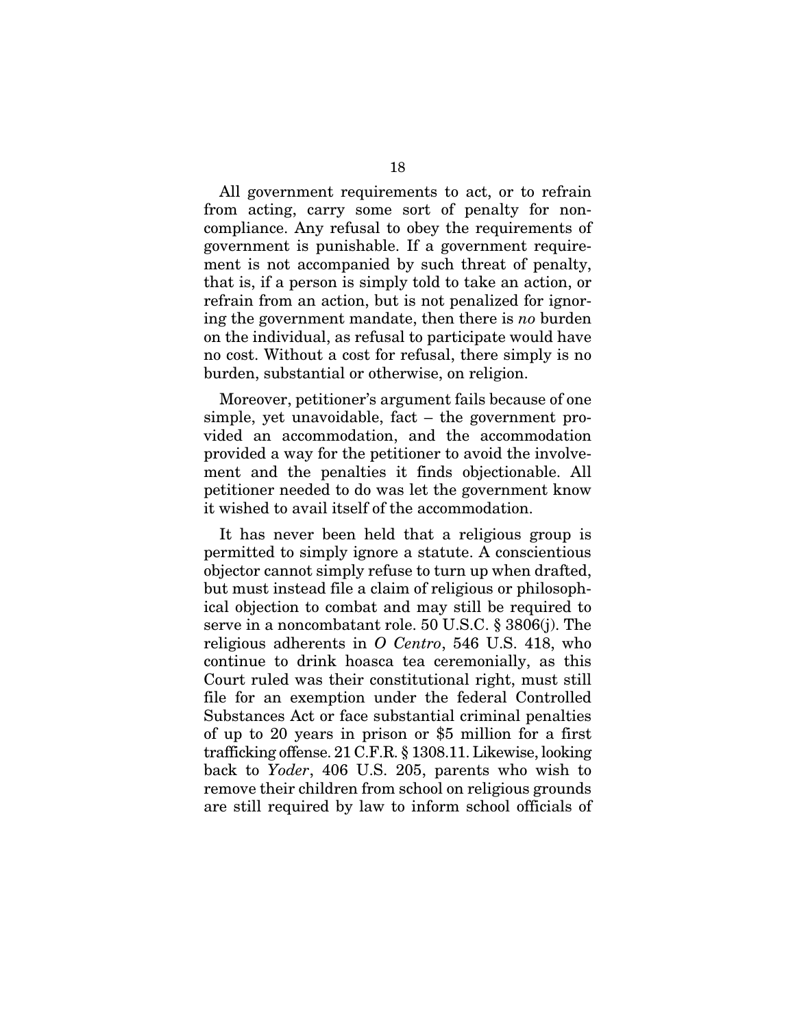All government requirements to act, or to refrain from acting, carry some sort of penalty for noncompliance. Any refusal to obey the requirements of government is punishable. If a government requirement is not accompanied by such threat of penalty, that is, if a person is simply told to take an action, or refrain from an action, but is not penalized for ignoring the government mandate, then there is *no* burden on the individual, as refusal to participate would have no cost. Without a cost for refusal, there simply is no burden, substantial or otherwise, on religion.

Moreover, petitioner's argument fails because of one simple, yet unavoidable, fact – the government provided an accommodation, and the accommodation provided a way for the petitioner to avoid the involvement and the penalties it finds objectionable. All petitioner needed to do was let the government know it wished to avail itself of the accommodation.

It has never been held that a religious group is permitted to simply ignore a statute. A conscientious objector cannot simply refuse to turn up when drafted, but must instead file a claim of religious or philosophical objection to combat and may still be required to serve in a noncombatant role. 50 U.S.C. § 3806(j). The religious adherents in *O Centro*, 546 U.S. 418, who continue to drink hoasca tea ceremonially, as this Court ruled was their constitutional right, must still file for an exemption under the federal Controlled Substances Act or face substantial criminal penalties of up to 20 years in prison or $5 million for a first trafficking offense. 21 C.F.R. § 1308.11. Likewise, looking back to *Yoder*, 406 U.S. 205, parents who wish to remove their children from school on religious grounds are still required by law to inform school officials of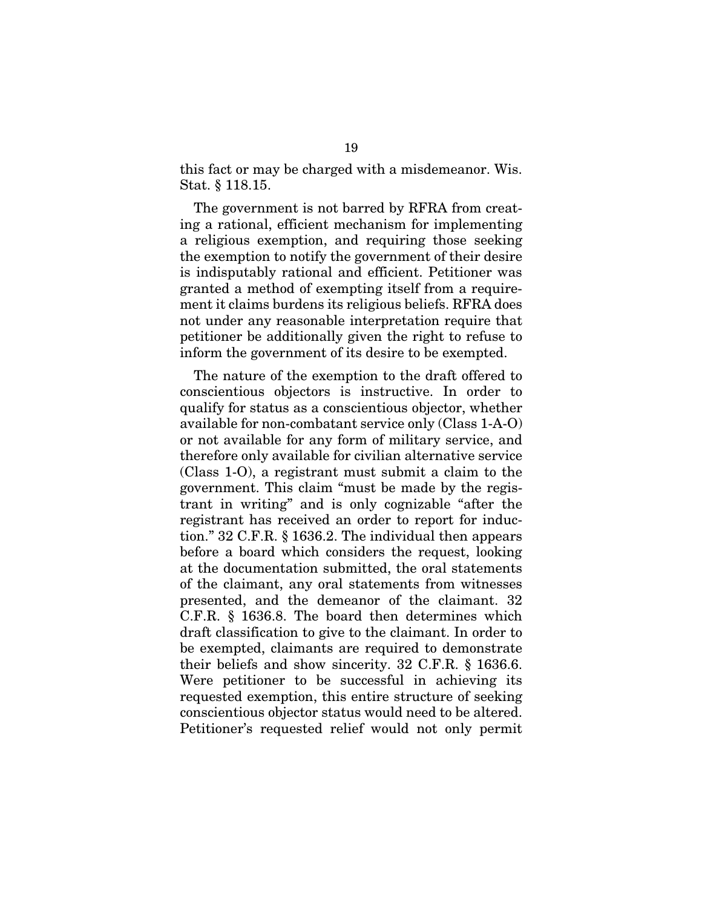this fact or may be charged with a misdemeanor. Wis. Stat. § 118.15.

The government is not barred by RFRA from creating a rational, efficient mechanism for implementing a religious exemption, and requiring those seeking the exemption to notify the government of their desire is indisputably rational and efficient. Petitioner was granted a method of exempting itself from a requirement it claims burdens its religious beliefs. RFRA does not under any reasonable interpretation require that petitioner be additionally given the right to refuse to inform the government of its desire to be exempted.

The nature of the exemption to the draft offered to conscientious objectors is instructive. In order to qualify for status as a conscientious objector, whether available for non-combatant service only (Class 1-A-O) or not available for any form of military service, and therefore only available for civilian alternative service (Class 1-O), a registrant must submit a claim to the government. This claim "must be made by the registrant in writing" and is only cognizable "after the registrant has received an order to report for induction." 32 C.F.R. § 1636.2. The individual then appears before a board which considers the request, looking at the documentation submitted, the oral statements of the claimant, any oral statements from witnesses presented, and the demeanor of the claimant. 32 C.F.R. § 1636.8. The board then determines which draft classification to give to the claimant. In order to be exempted, claimants are required to demonstrate their beliefs and show sincerity. 32 C.F.R. § 1636.6. Were petitioner to be successful in achieving its requested exemption, this entire structure of seeking conscientious objector status would need to be altered. Petitioner's requested relief would not only permit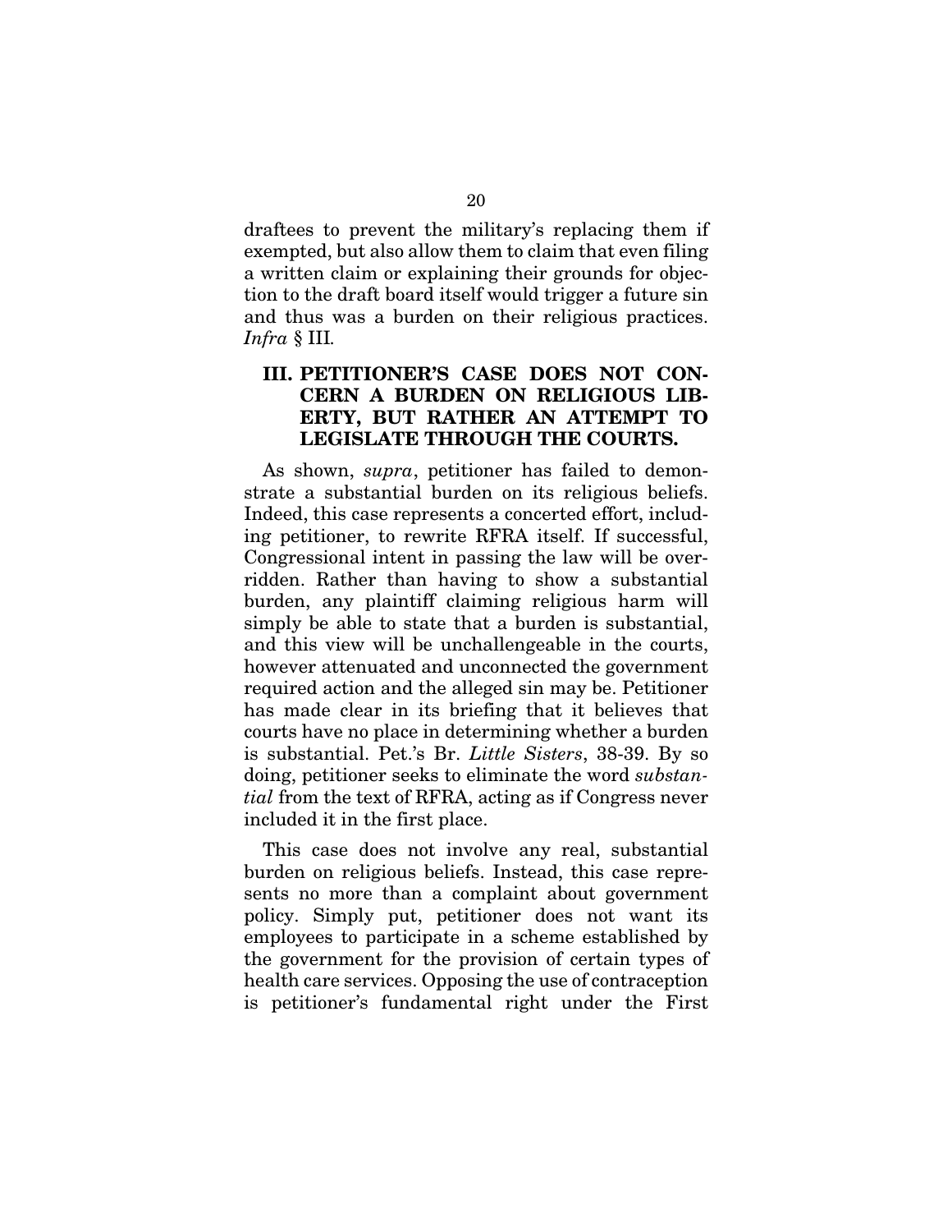draftees to prevent the military's replacing them if exempted, but also allow them to claim that even filing a written claim or explaining their grounds for objection to the draft board itself would trigger a future sin and thus was a burden on their religious practices. *Infra* § III.

## III. PETITIONER'S CASE DOES NOT CONCERN A BURDEN ON RELIGIOUS LIBERTY, BUT RATHER AN ATTEMPT TO LEGISLATE THROUGH THE COURTS.

As shown, *supra*, petitioner has failed to demonstrate a substantial burden on its religious beliefs. Indeed, this case represents a concerted effort, including petitioner, to rewrite RFRA itself. If successful, Congressional intent in passing the law will be overridden. Rather than having to show a substantial burden, any plaintiff claiming religious harm will simply be able to state that a burden is substantial, and this view will be unchallengeable in the courts, however attenuated and unconnected the government required action and the alleged sin may be. Petitioner has made clear in its briefing that it believes that courts have no place in determining whether a burden is substantial. Pet.'s Br. *Little Sisters*, 38-39. By so doing, petitioner seeks to eliminate the word *substantial* from the text of RFRA, acting as if Congress never included it in the first place.

This case does not involve any real, substantial burden on religious beliefs. Instead, this case represents no more than a complaint about government policy. Simply put, petitioner does not want its employees to participate in a scheme established by the government for the provision of certain types of health care services. Opposing the use of contraception is petitioner's fundamental right under the First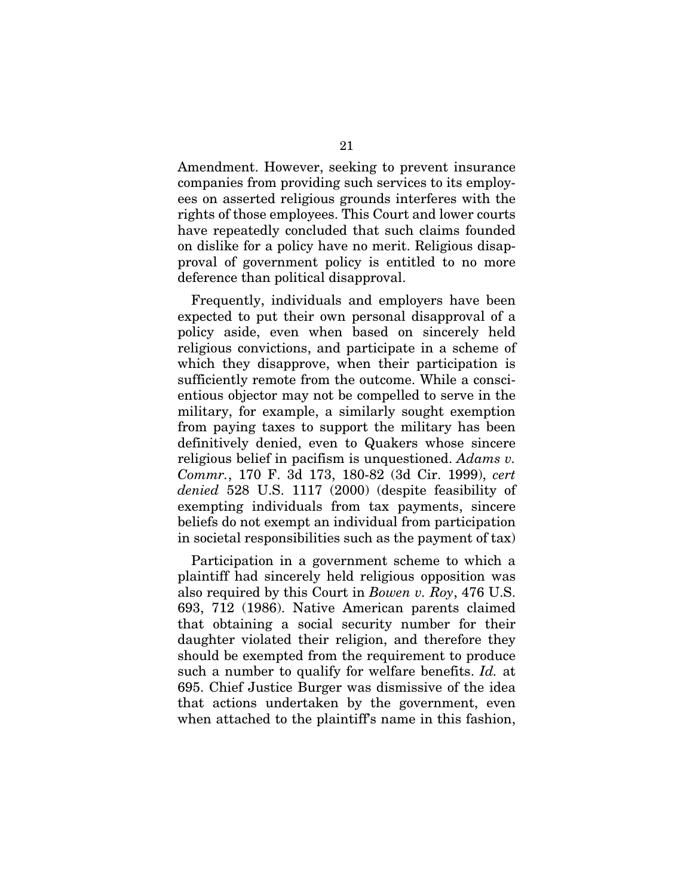Amendment. However, seeking to prevent insurance companies from providing such services to its employees on asserted religious grounds interferes with the rights of those employees. This Court and lower courts have repeatedly concluded that such claims founded on dislike for a policy have no merit. Religious disapproval of government policy is entitled to no more deference than political disapproval.

Frequently, individuals and employers have been expected to put their own personal disapproval of a policy aside, even when based on sincerely held religious convictions, and participate in a scheme of which they disapprove, when their participation is sufficiently remote from the outcome. While a conscientious objector may not be compelled to serve in the military, for example, a similarly sought exemption from paying taxes to support the military has been definitively denied, even to Quakers whose sincere religious belief in pacifism is unquestioned. *Adams v. Commr.*, 170 F. 3d 173, 180-82 (3d Cir. 1999), *cert denied* 528 U.S. 1117 (2000) (despite feasibility of exempting individuals from tax payments, sincere beliefs do not exempt an individual from participation in societal responsibilities such as the payment of tax)

Participation in a government scheme to which a plaintiff had sincerely held religious opposition was also required by this Court in *Bowen v. Roy*, 476 U.S. 693, 712 (1986). Native American parents claimed that obtaining a social security number for their daughter violated their religion, and therefore they should be exempted from the requirement to produce such a number to qualify for welfare benefits. *Id.* at 695. Chief Justice Burger was dismissive of the idea that actions undertaken by the government, even when attached to the plaintiff's name in this fashion,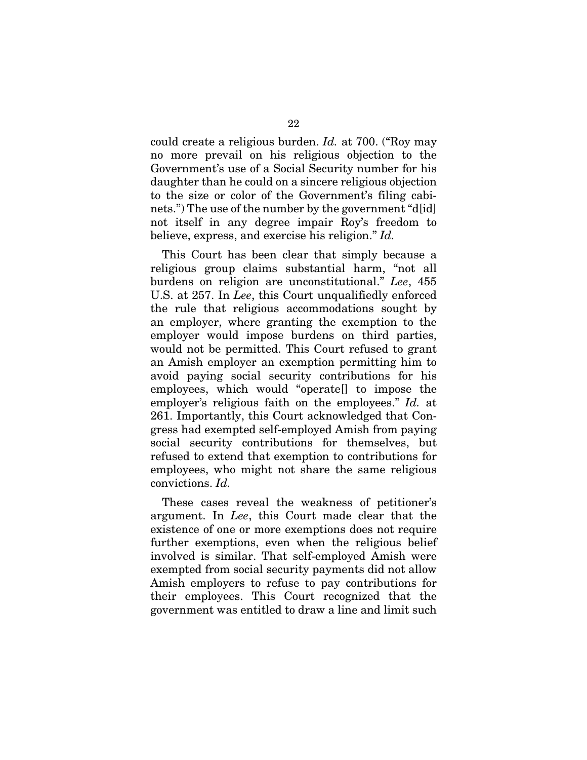could create a religious burden. *Id.* at 700. ("Roy may no more prevail on his religious objection to the Government's use of a Social Security number for his daughter than he could on a sincere religious objection to the size or color of the Government's filing cabinets.") The use of the number by the government "d[id] not itself in any degree impair Roy's freedom to believe, express, and exercise his religion." *Id.*

This Court has been clear that simply because a religious group claims substantial harm, "not all burdens on religion are unconstitutional." *Lee*, 455 U.S. at 257. In *Lee*, this Court unqualifiedly enforced the rule that religious accommodations sought by an employer, where granting the exemption to the employer would impose burdens on third parties, would not be permitted. This Court refused to grant an Amish employer an exemption permitting him to avoid paying social security contributions for his employees, which would "operate[] to impose the employer's religious faith on the employees." *Id.* at 261. Importantly, this Court acknowledged that Congress had exempted self-employed Amish from paying social security contributions for themselves, but refused to extend that exemption to contributions for employees, who might not share the same religious convictions. *Id.*

These cases reveal the weakness of petitioner's argument. In *Lee*, this Court made clear that the existence of one or more exemptions does not require further exemptions, even when the religious belief involved is similar. That self-employed Amish were exempted from social security payments did not allow Amish employers to refuse to pay contributions for their employees. This Court recognized that the government was entitled to draw a line and limit such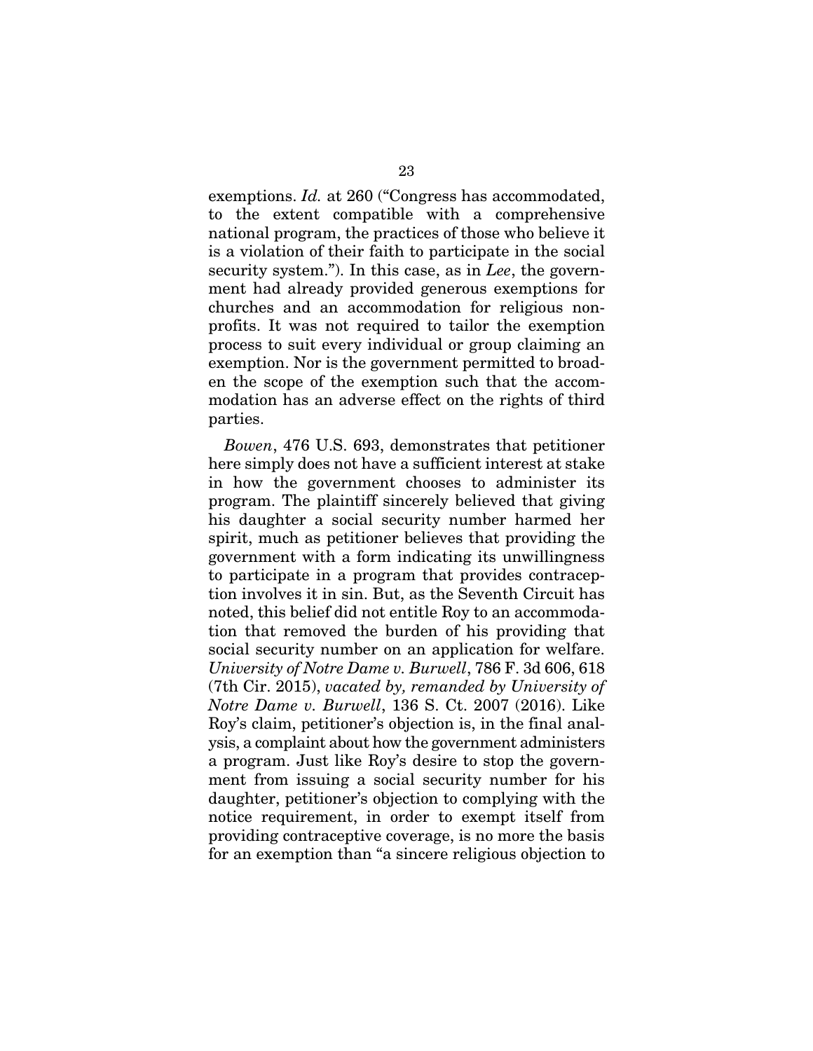exemptions. *Id.* at 260 ("Congress has accommodated, to the extent compatible with a comprehensive national program, the practices of those who believe it is a violation of their faith to participate in the social security system."). In this case, as in *Lee*, the government had already provided generous exemptions for churches and an accommodation for religious non-profits. It was not required to tailor the exemption process to suit every individual or group claiming an exemption. Nor is the government permitted to broaden the scope of the exemption such that the accommodation has an adverse effect on the rights of third parties.

*Bowen*, 476 U.S. 693, demonstrates that petitioner here simply does not have a sufficient interest at stake in how the government chooses to administer its program. The plaintiff sincerely believed that giving his daughter a social security number harmed her spirit, much as petitioner believes that providing the government with a form indicating its unwillingness to participate in a program that provides contraception involves it in sin. But, as the Seventh Circuit has noted, this belief did not entitle Roy to an accommodation that removed the burden of his providing that social security number on an application for welfare. *University of Notre Dame v. Burwell*, 786 F. 3d 606, 618 (7th Cir. 2015), *vacated by, remanded by University of Notre Dame v. Burwell*, 136 S. Ct. 2007 (2016). Like Roy's claim, petitioner's objection is, in the final analysis, a complaint about how the government administers a program. Just like Roy's desire to stop the government from issuing a social security number for his daughter, petitioner's objection to complying with the notice requirement, in order to exempt itself from providing contraceptive coverage, is no more the basis for an exemption than "a sincere religious objection to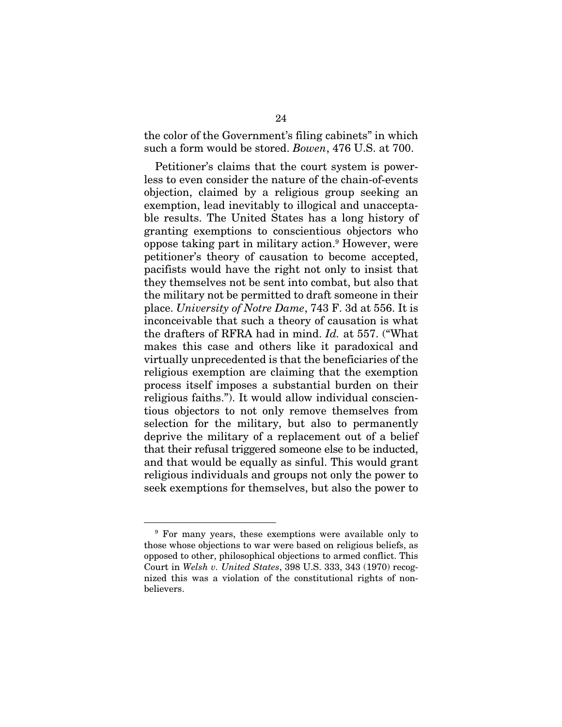the color of the Government's filing cabinets" in which such a form would be stored. *Bowen*, 476 U.S. at 700.

Petitioner's claims that the court system is powerless to even consider the nature of the chain-of-events objection, claimed by a religious group seeking an exemption, lead inevitably to illogical and unacceptable results. The United States has a long history of granting exemptions to conscientious objectors who oppose taking part in military action.[9] However, were petitioner's theory of causation to become accepted, pacifists would have the right not only to insist that they themselves not be sent into combat, but also that the military not be permitted to draft someone in their place. *University of Notre Dame*, 743 F. 3d at 556. It is inconceivable that such a theory of causation is what the drafters of RFRA had in mind. *Id.* at 557. ("What makes this case and others like it paradoxical and virtually unprecedented is that the beneficiaries of the religious exemption are claiming that the exemption process itself imposes a substantial burden on their religious faiths."). It would allow individual conscientious objectors to not only remove themselves from selection for the military, but also to permanently deprive the military of a replacement out of a belief that their refusal triggered someone else to be inducted, and that would be equally as sinful. This would grant religious individuals and groups not only the power to seek exemptions for themselves, but also the power to

---

[9] For many years, these exemptions were available only to those whose objections to war were based on religious beliefs, as opposed to other, philosophical objections to armed conflict. This Court in *Welsh v. United States*, 398 U.S. 333, 343 (1970) recognized this was a violation of the constitutional rights of non-believers.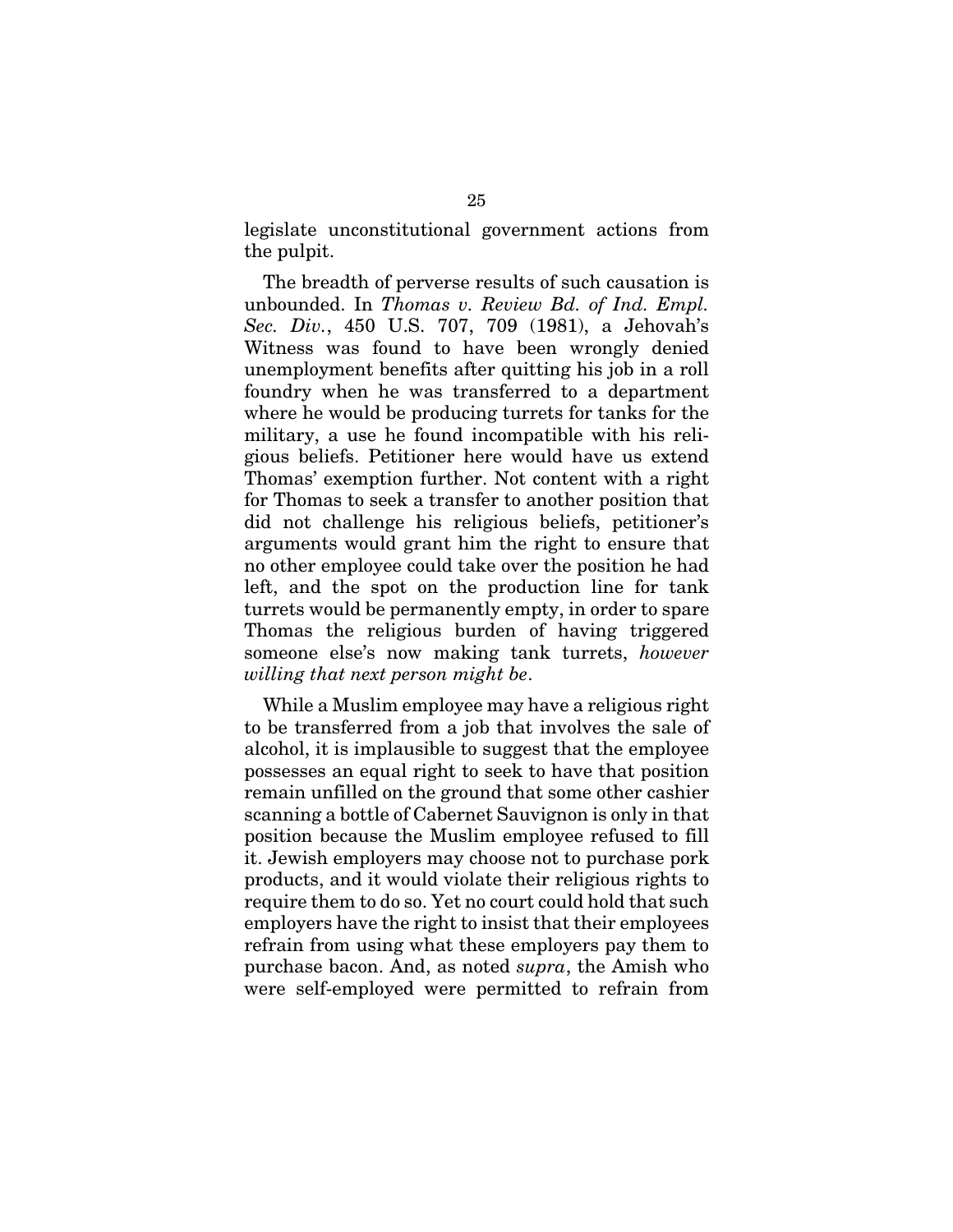legislate unconstitutional government actions from the pulpit.

The breadth of perverse results of such causation is unbounded. In *Thomas v. Review Bd. of Ind. Empl. Sec. Div.*, 450 U.S. 707, 709 (1981), a Jehovah's Witness was found to have been wrongly denied unemployment benefits after quitting his job in a roll foundry when he was transferred to a department where he would be producing turrets for tanks for the military, a use he found incompatible with his religious beliefs. Petitioner here would have us extend Thomas' exemption further. Not content with a right for Thomas to seek a transfer to another position that did not challenge his religious beliefs, petitioner's arguments would grant him the right to ensure that no other employee could take over the position he had left, and the spot on the production line for tank turrets would be permanently empty, in order to spare Thomas the religious burden of having triggered someone else's now making tank turrets, *however willing that next person might be*.

While a Muslim employee may have a religious right to be transferred from a job that involves the sale of alcohol, it is implausible to suggest that the employee possesses an equal right to seek to have that position remain unfilled on the ground that some other cashier scanning a bottle of Cabernet Sauvignon is only in that position because the Muslim employee refused to fill it. Jewish employers may choose not to purchase pork products, and it would violate their religious rights to require them to do so. Yet no court could hold that such employers have the right to insist that their employees refrain from using what these employers pay them to purchase bacon. And, as noted *supra*, the Amish who were self-employed were permitted to refrain from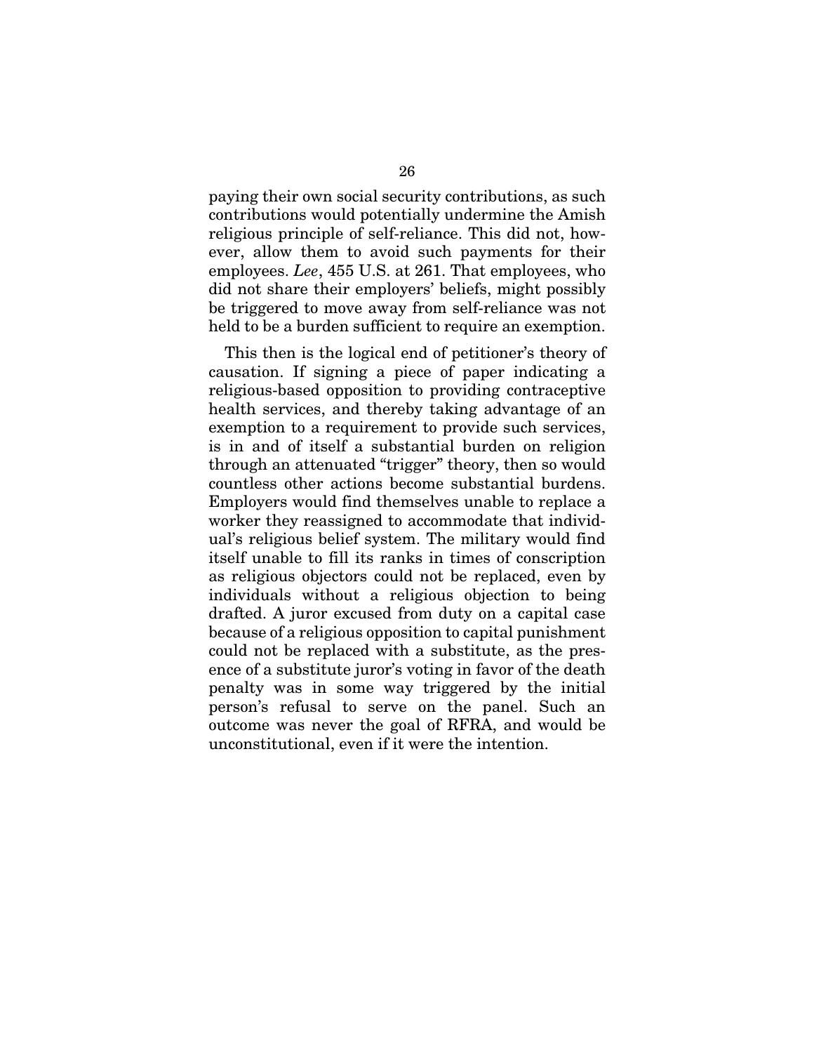paying their own social security contributions, as such contributions would potentially undermine the Amish religious principle of self-reliance. This did not, however, allow them to avoid such payments for their employees. *Lee*, 455 U.S. at 261. That employees, who did not share their employers' beliefs, might possibly be triggered to move away from self-reliance was not held to be a burden sufficient to require an exemption.

This then is the logical end of petitioner's theory of causation. If signing a piece of paper indicating a religious-based opposition to providing contraceptive health services, and thereby taking advantage of an exemption to a requirement to provide such services, is in and of itself a substantial burden on religion through an attenuated "trigger" theory, then so would countless other actions become substantial burdens. Employers would find themselves unable to replace a worker they reassigned to accommodate that individual's religious belief system. The military would find itself unable to fill its ranks in times of conscription as religious objectors could not be replaced, even by individuals without a religious objection to being drafted. A juror excused from duty on a capital case because of a religious opposition to capital punishment could not be replaced with a substitute, as the presence of a substitute juror's voting in favor of the death penalty was in some way triggered by the initial person's refusal to serve on the panel. Such an outcome was never the goal of RFRA, and would be unconstitutional, even if it were the intention.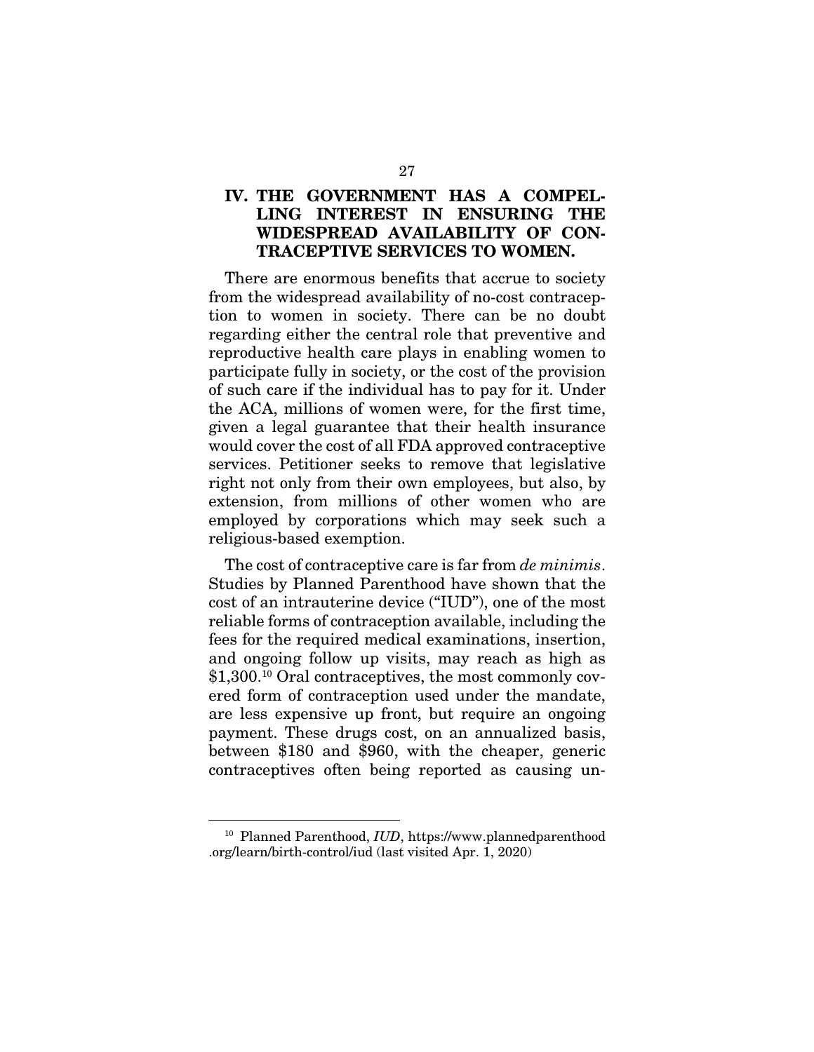## IV. THE GOVERNMENT HAS A COMPELLING INTEREST IN ENSURING THE WIDESPREAD AVAILABILITY OF CONTRACEPTIVE SERVICES TO WOMEN.

There are enormous benefits that accrue to society from the widespread availability of no-cost contraception to women in society. There can be no doubt regarding either the central role that preventive and reproductive health care plays in enabling women to participate fully in society, or the cost of the provision of such care if the individual has to pay for it. Under the ACA, millions of women were, for the first time, given a legal guarantee that their health insurance would cover the cost of all FDA approved contraceptive services. Petitioner seeks to remove that legislative right not only from their own employees, but also, by extension, from millions of other women who are employed by corporations which may seek such a religious-based exemption.

The cost of contraceptive care is far from *de minimis*. Studies by Planned Parenthood have shown that the cost of an intrauterine device ("IUD"), one of the most reliable forms of contraception available, including the fees for the required medical examinations, insertion, and ongoing follow up visits, may reach as high as $1,300.[10] Oral contraceptives, the most commonly covered form of contraception used under the mandate, are less expensive up front, but require an ongoing payment. These drugs cost, on an annualized basis, between $180 and $960, with the cheaper, generic contraceptives often being reported as causing un-

---

[10] Planned Parenthood, *IUD*, https://www.plannedparenthood.org/learn/birth-control/iud (last visited Apr. 1, 2020)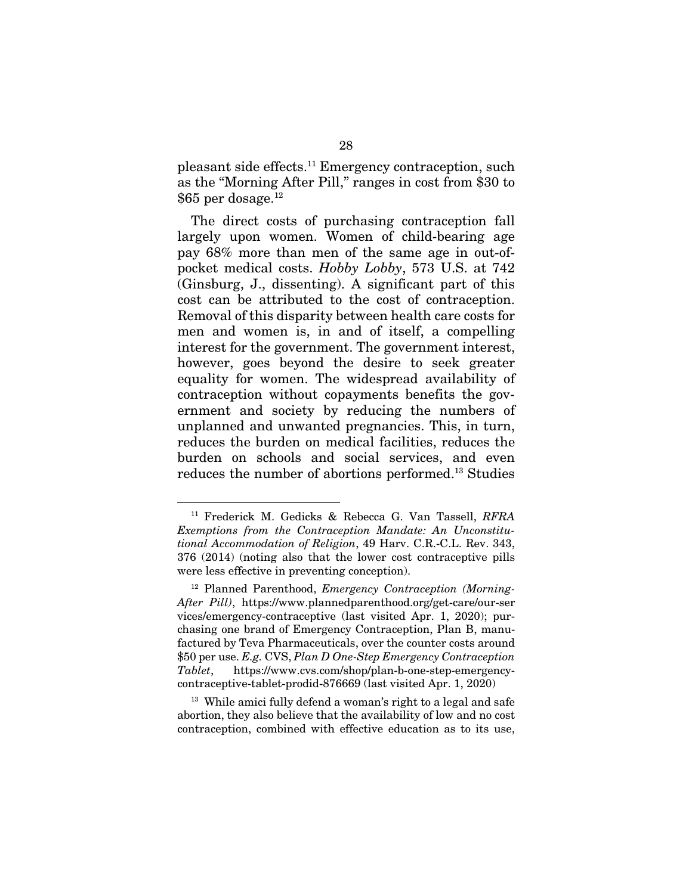pleasant side effects.[11] Emergency contraception, such as the "Morning After Pill," ranges in cost from $30 to $65 per dosage.[12]

The direct costs of purchasing contraception fall largely upon women. Women of child-bearing age pay 68% more than men of the same age in out-of-pocket medical costs. *Hobby Lobby*, 573 U.S. at 742 (Ginsburg, J., dissenting). A significant part of this cost can be attributed to the cost of contraception. Removal of this disparity between health care costs for men and women is, in and of itself, a compelling interest for the government. The government interest, however, goes beyond the desire to seek greater equality for women. The widespread availability of contraception without copayments benefits the government and society by reducing the numbers of unplanned and unwanted pregnancies. This, in turn, reduces the burden on medical facilities, reduces the burden on schools and social services, and even reduces the number of abortions performed.[13] Studies

---

[11] Frederick M. Gedicks & Rebecca G. Van Tassell, *RFRA Exemptions from the Contraception Mandate: An Unconstitutional Accommodation of Religion*, 49 Harv. C.R.-C.L. Rev. 343, 376 (2014) (noting also that the lower cost contraceptive pills were less effective in preventing conception).

[12] Planned Parenthood, *Emergency Contraception (Morning-After Pill)*, https://www.plannedparenthood.org/get-care/our-services/emergency-contraceptive (last visited Apr. 1, 2020); purchasing one brand of Emergency Contraception, Plan B, manufactured by Teva Pharmaceuticals, over the counter costs around $50 per use. *E.g.* CVS, *Plan D One-Step Emergency Contraception Tablet*, https://www.cvs.com/shop/plan-b-one-step-emergency-contraceptive-tablet-prodid-876669 (last visited Apr. 1, 2020)

[13] While amici fully defend a woman's right to a legal and safe abortion, they also believe that the availability of low and no cost contraception, combined with effective education as to its use,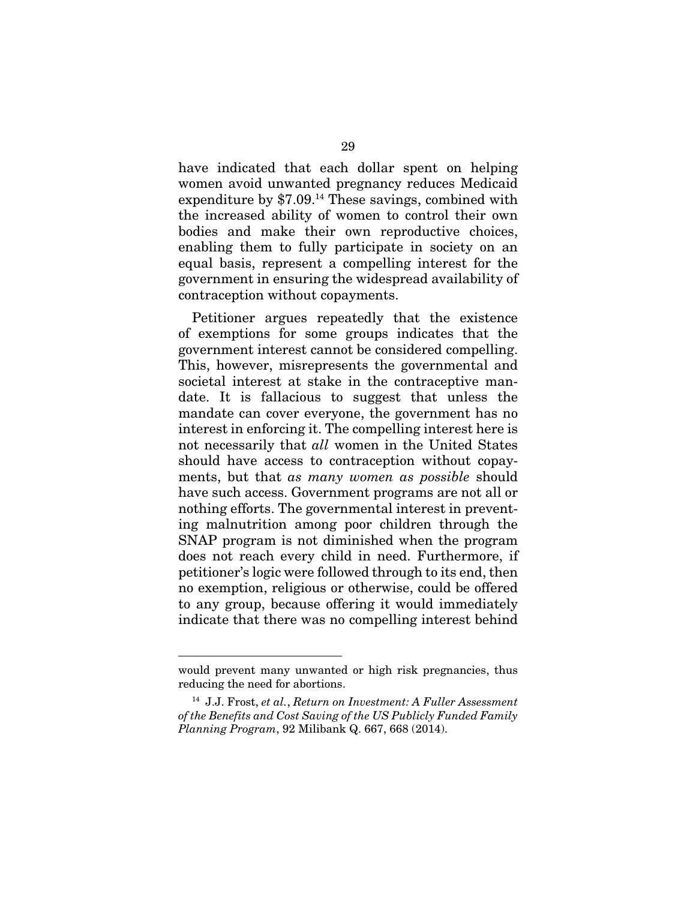have indicated that each dollar spent on helping women avoid unwanted pregnancy reduces Medicaid expenditure by $7.09.[14] These savings, combined with the increased ability of women to control their own bodies and make their own reproductive choices, enabling them to fully participate in society on an equal basis, represent a compelling interest for the government in ensuring the widespread availability of contraception without copayments.

Petitioner argues repeatedly that the existence of exemptions for some groups indicates that the government interest cannot be considered compelling. This, however, misrepresents the governmental and societal interest at stake in the contraceptive mandate. It is fallacious to suggest that unless the mandate can cover everyone, the government has no interest in enforcing it. The compelling interest here is not necessarily that *all* women in the United States should have access to contraception without copayments, but that *as many women as possible* should have such access. Government programs are not all or nothing efforts. The governmental interest in preventing malnutrition among poor children through the SNAP program is not diminished when the program does not reach every child in need. Furthermore, if petitioner's logic were followed through to its end, then no exemption, religious or otherwise, could be offered to any group, because offering it would immediately indicate that there was no compelling interest behind

---

would prevent many unwanted or high risk pregnancies, thus reducing the need for abortions.

[14] J.J. Frost, *et al.*, *Return on Investment: A Fuller Assessment of the Benefits and Cost Saving of the US Publicly Funded Family Planning Program*, 92 Milibank Q. 667, 668 (2014).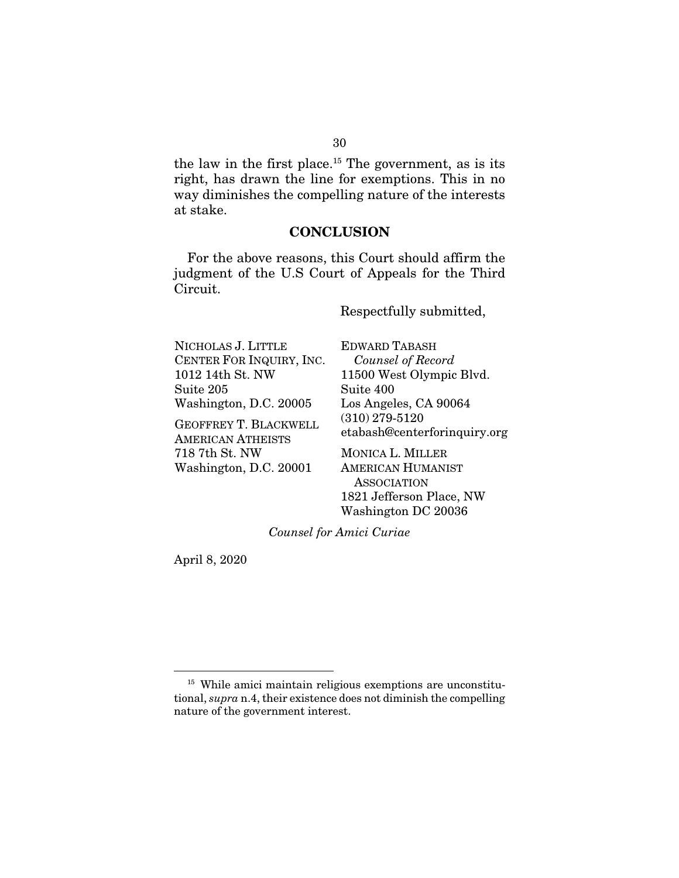the law in the first place.[15] The government, as is its right, has drawn the line for exemptions. This in no way diminishes the compelling nature of the interests at stake.

## CONCLUSION

For the above reasons, this Court should affirm the judgment of the U.S Court of Appeals for the Third Circuit.

Respectfully submitted,

EDWARD TABASH
*Counsel of Record*
11500 West Olympic Blvd.
Suite 400
Los Angeles, CA 90064
(310) 279-5120
etabash@centerforinquiry.org

NICHOLAS J. LITTLE
CENTER FOR INQUIRY, INC.
1012 14th St. NW
Suite 205
Washington, D.C. 20005

GEOFFREY T. BLACKWELL
AMERICAN ATHEISTS
718 7th St. NW
Washington, D.C. 20001

MONICA L. MILLER
AMERICAN HUMANIST ASSOCIATION
1821 Jefferson Place, NW
Washington DC 20036

*Counsel for Amici Curiae*

April 8, 2020

---

[15] While amici maintain religious exemptions are unconstitutional, *supra* n.4, their existence does not diminish the compelling nature of the government interest.